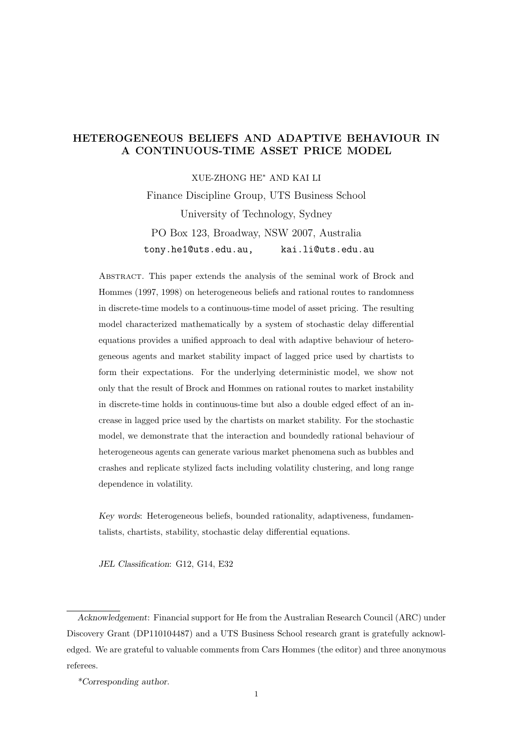# HETEROGENEOUS BELIEFS AND ADAPTIVE BEHAVIOUR IN A CONTINUOUS-TIME ASSET PRICE MODEL

XUE-ZHONG HE* AND KAI LI

Finance Discipline Group, UTS Business School
University of Technology, Sydney
PO Box 123, Broadway, NSW 2007, Australia
tony.he1@uts.edu.au, kai.li@uts.edu.au

ABSTRACT. This paper extends the analysis of the seminal work of Brock and Hommes (1997, 1998) on heterogeneous beliefs and rational routes to randomness in discrete-time models to a continuous-time model of asset pricing. The resulting model characterized mathematically by a system of stochastic delay differential equations provides a unified approach to deal with adaptive behaviour of heterogeneous agents and market stability impact of lagged price used by chartists to form their expectations. For the underlying deterministic model, we show not only that the result of Brock and Hommes on rational routes to market instability in discrete-time holds in continuous-time but also a double edged effect of an increase in lagged price used by the chartists on market stability. For the stochastic model, we demonstrate that the interaction and boundedly rational behaviour of heterogeneous agents can generate various market phenomena such as bubbles and crashes and replicate stylized facts including volatility clustering, and long range dependence in volatility.

*Key words*: Heterogeneous beliefs, bounded rationality, adaptiveness, fundamentalists, chartists, stability, stochastic delay differential equations.

*JEL Classification*: G12, G14, E32

---

*Acknowledgement*: Financial support for He from the Australian Research Council (ARC) under Discovery Grant (DP110104487) and a UTS Business School research grant is gratefully acknowledged. We are grateful to valuable comments from Cars Hommes (the editor) and three anonymous referees.

*\*Corresponding author.*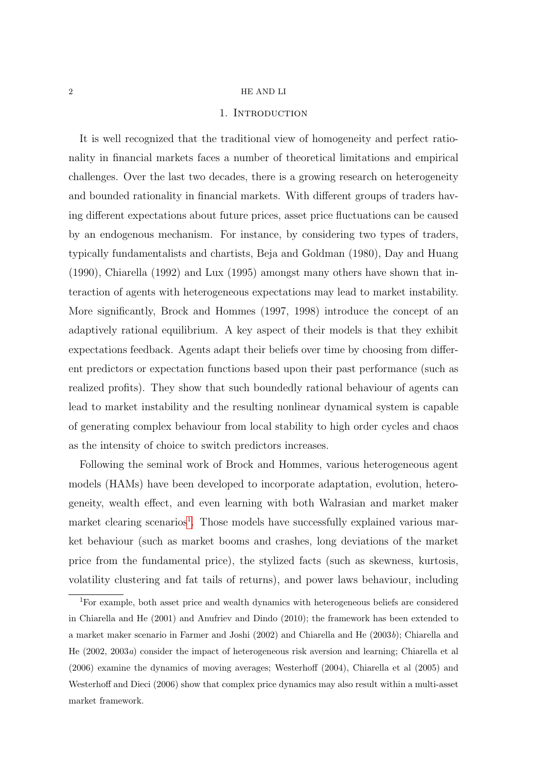## 1. Introduction

It is well recognized that the traditional view of homogeneity and perfect rationality in financial markets faces a number of theoretical limitations and empirical challenges. Over the last two decades, there is a growing research on heterogeneity and bounded rationality in financial markets. With different groups of traders having different expectations about future prices, asset price fluctuations can be caused by an endogenous mechanism. For instance, by considering two types of traders, typically fundamentalists and chartists, Beja and Goldman (1980), Day and Huang (1990), Chiarella (1992) and Lux (1995) amongst many others have shown that interaction of agents with heterogeneous expectations may lead to market instability. More significantly, Brock and Hommes (1997, 1998) introduce the concept of an adaptively rational equilibrium. A key aspect of their models is that they exhibit expectations feedback. Agents adapt their beliefs over time by choosing from different predictors or expectation functions based upon their past performance (such as realized profits). They show that such boundedly rational behaviour of agents can lead to market instability and the resulting nonlinear dynamical system is capable of generating complex behaviour from local stability to high order cycles and chaos as the intensity of choice to switch predictors increases.

Following the seminal work of Brock and Hommes, various heterogeneous agent models (HAMs) have been developed to incorporate adaptation, evolution, heterogeneity, wealth effect, and even learning with both Walrasian and market maker market clearing scenarios[1]. Those models have successfully explained various market behaviour (such as market booms and crashes, long deviations of the market price from the fundamental price), the stylized facts (such as skewness, kurtosis, volatility clustering and fat tails of returns), and power laws behaviour, including

[1]For example, both asset price and wealth dynamics with heterogeneous beliefs are considered in Chiarella and He (2001) and Anufriev and Dindo (2010); the framework has been extended to a market maker scenario in Farmer and Joshi (2002) and Chiarella and He (2003*b*); Chiarella and He (2002, 2003*a*) consider the impact of heterogeneous risk aversion and learning; Chiarella et al (2006) examine the dynamics of moving averages; Westerhoff (2004), Chiarella et al (2005) and Westerhoff and Dieci (2006) show that complex price dynamics may also result within a multi-asset market framework.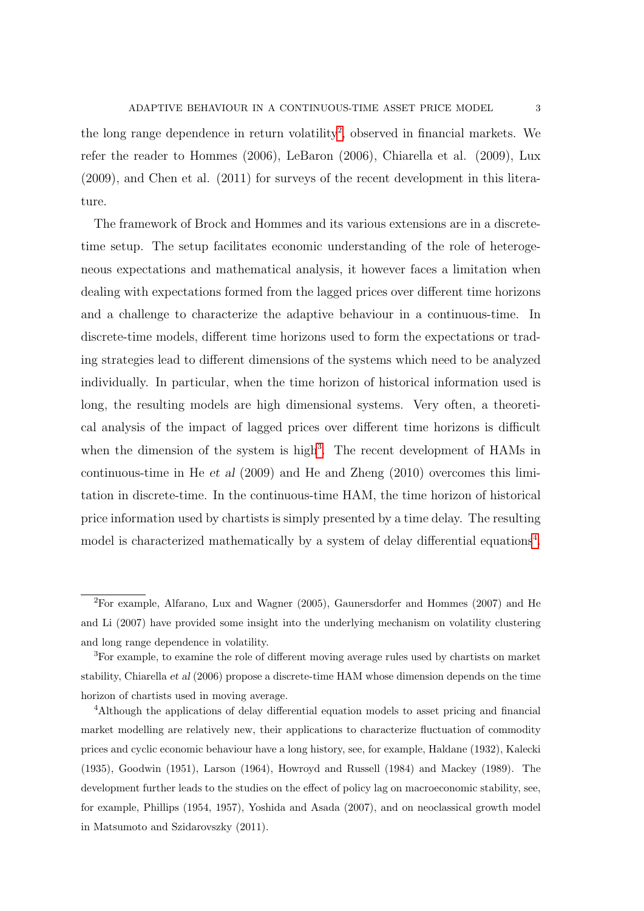the long range dependence in return volatility[2], observed in financial markets. We refer the reader to Hommes (2006), LeBaron (2006), Chiarella et al. (2009), Lux (2009), and Chen et al. (2011) for surveys of the recent development in this literature.

The framework of Brock and Hommes and its various extensions are in a discrete-time setup. The setup facilitates economic understanding of the role of heterogeneous expectations and mathematical analysis, it however faces a limitation when dealing with expectations formed from the lagged prices over different time horizons and a challenge to characterize the adaptive behaviour in a continuous-time. In discrete-time models, different time horizons used to form the expectations or trading strategies lead to different dimensions of the systems which need to be analyzed individually. In particular, when the time horizon of historical information used is long, the resulting models are high dimensional systems. Very often, a theoretical analysis of the impact of lagged prices over different time horizons is difficult when the dimension of the system is high[3]. The recent development of HAMs in continuous-time in He *et al* (2009) and He and Zheng (2010) overcomes this limitation in discrete-time. In the continuous-time HAM, the time horizon of historical price information used by chartists is simply presented by a time delay. The resulting model is characterized mathematically by a system of delay differential equations[4].

---

[2] For example, Alfarano, Lux and Wagner (2005), Gaunersdorfer and Hommes (2007) and He and Li (2007) have provided some insight into the underlying mechanism on volatility clustering and long range dependence in volatility.

[3] For example, to examine the role of different moving average rules used by chartists on market stability, Chiarella *et al* (2006) propose a discrete-time HAM whose dimension depends on the time horizon of chartists used in moving average.

[4] Although the applications of delay differential equation models to asset pricing and financial market modelling are relatively new, their applications to characterize fluctuation of commodity prices and cyclic economic behaviour have a long history, see, for example, Haldane (1932), Kalecki (1935), Goodwin (1951), Larson (1964), Howroyd and Russell (1984) and Mackey (1989). The development further leads to the studies on the effect of policy lag on macroeconomic stability, see, for example, Phillips (1954, 1957), Yoshida and Asada (2007), and on neoclassical growth model in Matsumoto and Szidarovszky (2011).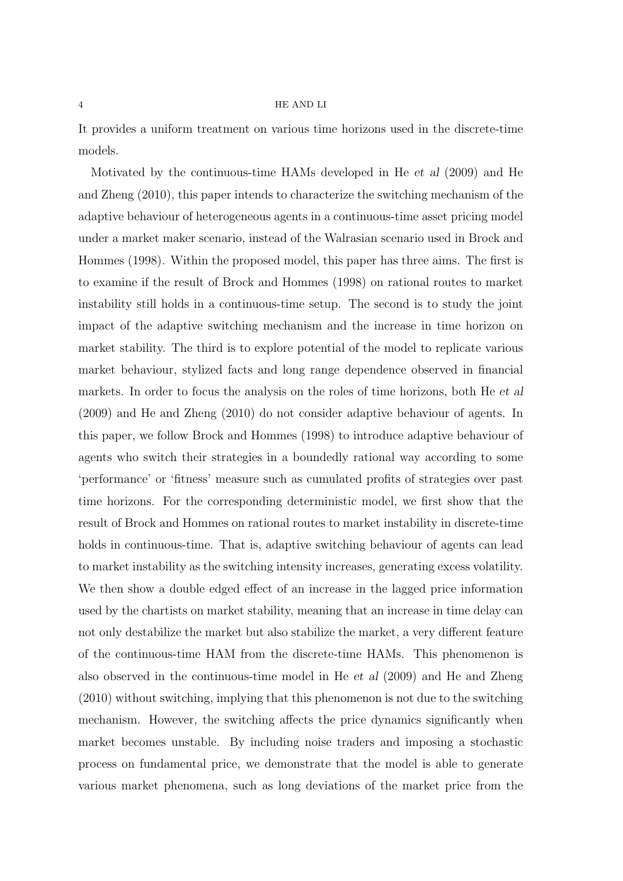It provides a uniform treatment on various time horizons used in the discrete-time models.

Motivated by the continuous-time HAMs developed in He *et al* (2009) and He and Zheng (2010), this paper intends to characterize the switching mechanism of the adaptive behaviour of heterogeneous agents in a continuous-time asset pricing model under a market maker scenario, instead of the Walrasian scenario used in Brock and Hommes (1998). Within the proposed model, this paper has three aims. The first is to examine if the result of Brock and Hommes (1998) on rational routes to market instability still holds in a continuous-time setup. The second is to study the joint impact of the adaptive switching mechanism and the increase in time horizon on market stability. The third is to explore potential of the model to replicate various market behaviour, stylized facts and long range dependence observed in financial markets. In order to focus the analysis on the roles of time horizons, both He *et al* (2009) and He and Zheng (2010) do not consider adaptive behaviour of agents. In this paper, we follow Brock and Hommes (1998) to introduce adaptive behaviour of agents who switch their strategies in a boundedly rational way according to some 'performance' or 'fitness' measure such as cumulated profits of strategies over past time horizons. For the corresponding deterministic model, we first show that the result of Brock and Hommes on rational routes to market instability in discrete-time holds in continuous-time. That is, adaptive switching behaviour of agents can lead to market instability as the switching intensity increases, generating excess volatility. We then show a double edged effect of an increase in the lagged price information used by the chartists on market stability, meaning that an increase in time delay can not only destabilize the market but also stabilize the market, a very different feature of the continuous-time HAM from the discrete-time HAMs. This phenomenon is also observed in the continuous-time model in He *et al* (2009) and He and Zheng (2010) without switching, implying that this phenomenon is not due to the switching mechanism. However, the switching affects the price dynamics significantly when market becomes unstable. By including noise traders and imposing a stochastic process on fundamental price, we demonstrate that the model is able to generate various market phenomena, such as long deviations of the market price from the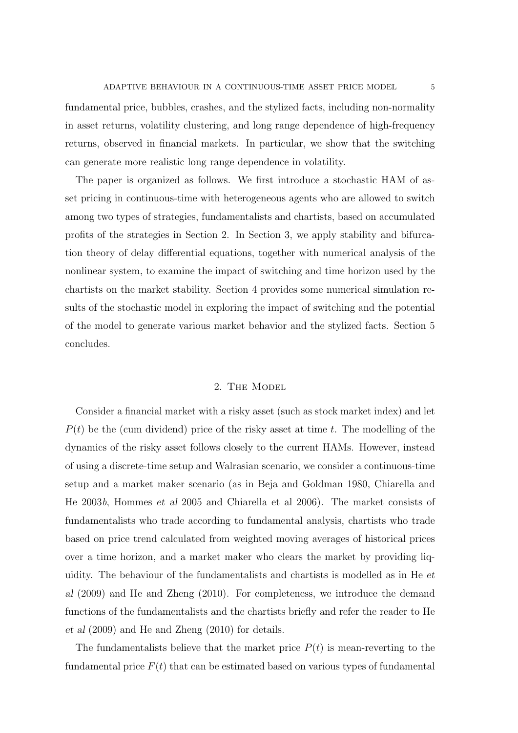fundamental price, bubbles, crashes, and the stylized facts, including non-normality in asset returns, volatility clustering, and long range dependence of high-frequency returns, observed in financial markets. In particular, we show that the switching can generate more realistic long range dependence in volatility.

The paper is organized as follows. We first introduce a stochastic HAM of asset pricing in continuous-time with heterogeneous agents who are allowed to switch among two types of strategies, fundamentalists and chartists, based on accumulated profits of the strategies in Section 2. In Section 3, we apply stability and bifurcation theory of delay differential equations, together with numerical analysis of the nonlinear system, to examine the impact of switching and time horizon used by the chartists on the market stability. Section 4 provides some numerical simulation results of the stochastic model in exploring the impact of switching and the potential of the model to generate various market behavior and the stylized facts. Section 5 concludes.

## 2. The Model

Consider a financial market with a risky asset (such as stock market index) and let $P(t)$ be the (cum dividend) price of the risky asset at time $t$. The modelling of the dynamics of the risky asset follows closely to the current HAMs. However, instead of using a discrete-time setup and Walrasian scenario, we consider a continuous-time setup and a market maker scenario (as in Beja and Goldman 1980, Chiarella and He 2003*b*, Hommes *et al* 2005 and Chiarella et al 2006). The market consists of fundamentalists who trade according to fundamental analysis, chartists who trade based on price trend calculated from weighted moving averages of historical prices over a time horizon, and a market maker who clears the market by providing liquidity. The behaviour of the fundamentalists and chartists is modelled as in He *et al* (2009) and He and Zheng (2010). For completeness, we introduce the demand functions of the fundamentalists and the chartists briefly and refer the reader to He *et al* (2009) and He and Zheng (2010) for details.

The fundamentalists believe that the market price $P(t)$ is mean-reverting to the fundamental price $F(t)$ that can be estimated based on various types of fundamental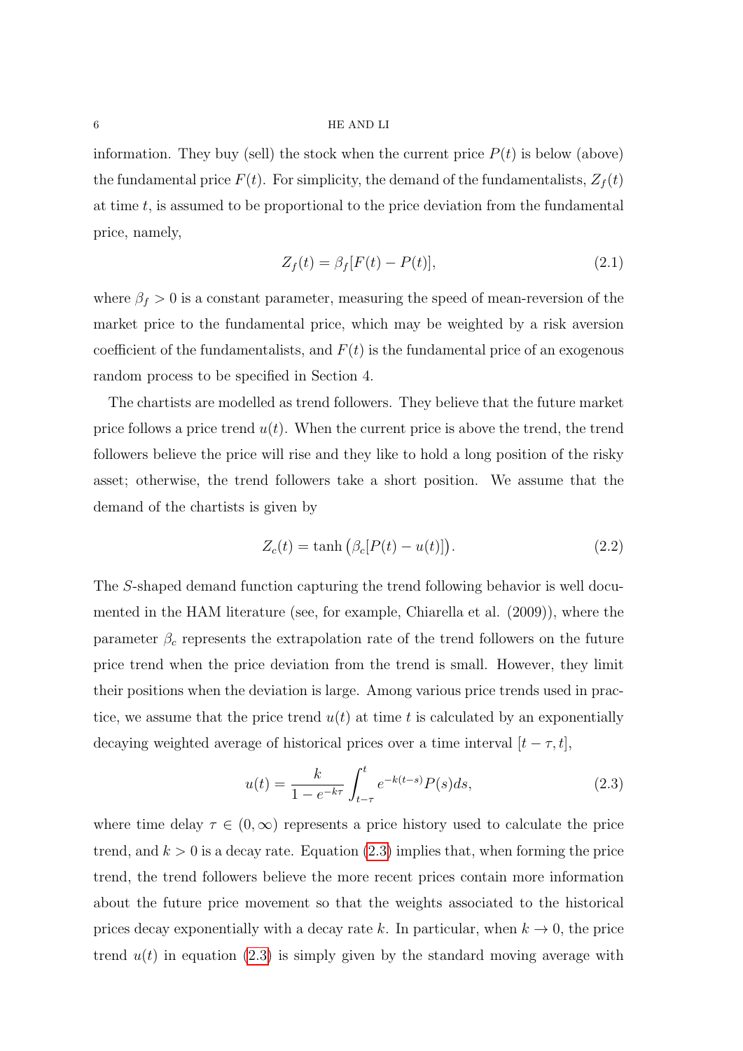information. They buy (sell) the stock when the current price $P(t)$ is below (above) the fundamental price $F(t)$. For simplicity, the demand of the fundamentalists, $Z_f(t)$ at time $t$, is assumed to be proportional to the price deviation from the fundamental price, namely,

$$Z_f(t) = \beta_f[F(t) - P(t)], \tag{2.1}$$

where $\beta_f > 0$ is a constant parameter, measuring the speed of mean-reversion of the market price to the fundamental price, which may be weighted by a risk aversion coefficient of the fundamentalists, and $F(t)$ is the fundamental price of an exogenous random process to be specified in Section 4.

The chartists are modelled as trend followers. They believe that the future market price follows a price trend $u(t)$. When the current price is above the trend, the trend followers believe the price will rise and they like to hold a long position of the risky asset; otherwise, the trend followers take a short position. We assume that the demand of the chartists is given by

$$Z_c(t) = \tanh\big(\beta_c[P(t) - u(t)]\big). \tag{2.2}$$

The $S$-shaped demand function capturing the trend following behavior is well documented in the HAM literature (see, for example, Chiarella et al. (2009)), where the parameter $\beta_c$ represents the extrapolation rate of the trend followers on the future price trend when the price deviation from the trend is small. However, they limit their positions when the deviation is large. Among various price trends used in practice, we assume that the price trend $u(t)$ at time $t$ is calculated by an exponentially decaying weighted average of historical prices over a time interval $[t-\tau, t]$,

$$u(t) = \frac{k}{1 - e^{-k\tau}} \int_{t-\tau}^{t} e^{-k(t-s)} P(s) ds, \tag{2.3}$$

where time delay $\tau \in (0, \infty)$ represents a price history used to calculate the price trend, and $k > 0$ is a decay rate. Equation (2.3) implies that, when forming the price trend, the trend followers believe the more recent prices contain more information about the future price movement so that the weights associated to the historical prices decay exponentially with a decay rate $k$. In particular, when $k \to 0$, the price trend $u(t)$ in equation (2.3) is simply given by the standard moving average with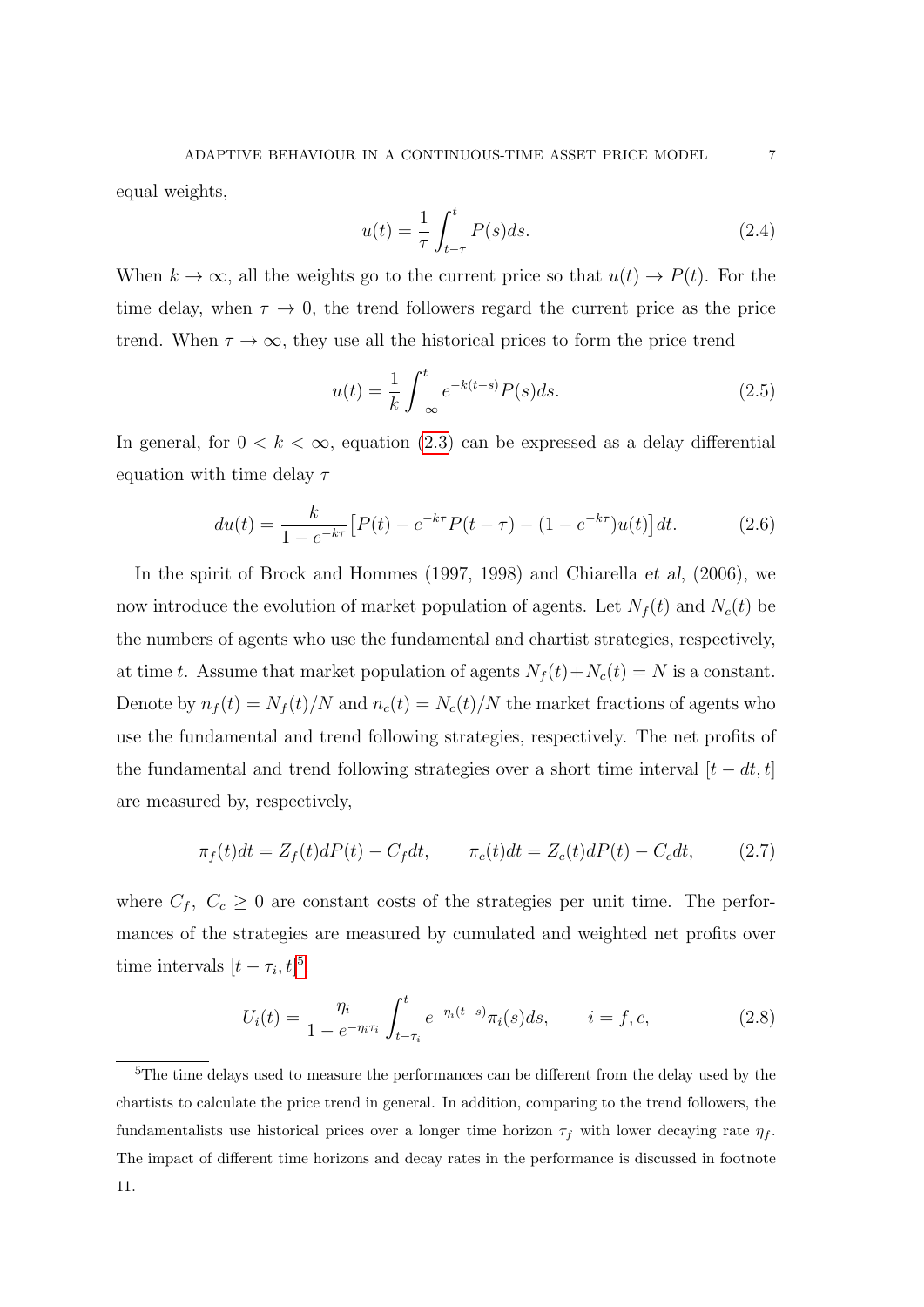equal weights,

$$u(t) = \frac{1}{\tau} \int_{t-\tau}^{t} P(s)ds. \tag{2.4}$$

When $k \to \infty$, all the weights go to the current price so that $u(t) \to P(t)$. For the time delay, when $\tau \to 0$, the trend followers regard the current price as the price trend. When $\tau \to \infty$, they use all the historical prices to form the price trend

$$u(t) = \frac{1}{k} \int_{-\infty}^{t} e^{-k(t-s)} P(s)ds. \tag{2.5}$$

In general, for $0 < k < \infty$, equation (2.3) can be expressed as a delay differential equation with time delay $\tau$

$$du(t) = \frac{k}{1 - e^{-k\tau}} \big[P(t) - e^{-k\tau} P(t-\tau) - (1 - e^{-k\tau}) u(t)\big] dt. \tag{2.6}$$

In the spirit of Brock and Hommes (1997, 1998) and Chiarella *et al*, (2006), we now introduce the evolution of market population of agents. Let $N_f(t)$ and $N_c(t)$ be the numbers of agents who use the fundamental and chartist strategies, respectively, at time $t$. Assume that market population of agents $N_f(t) + N_c(t) = N$ is a constant. Denote by $n_f(t) = N_f(t)/N$ and $n_c(t) = N_c(t)/N$ the market fractions of agents who use the fundamental and trend following strategies, respectively. The net profits of the fundamental and trend following strategies over a short time interval $[t - dt, t]$ are measured by, respectively,

$$\pi_f(t)dt = Z_f(t)dP(t) - C_f dt, \qquad \pi_c(t)dt = Z_c(t)dP(t) - C_c dt, \tag{2.7}$$

where $C_f,\ C_c \geq 0$ are constant costs of the strategies per unit time. The performances of the strategies are measured by cumulated and weighted net profits over time intervals $[t - \tau_i, t]$[5],

$$U_i(t) = \frac{\eta_i}{1 - e^{-\eta_i \tau_i}} \int_{t-\tau_i}^{t} e^{-\eta_i (t-s)} \pi_i(s) ds, \qquad i = f, c, \tag{2.8}$$

[5]The time delays used to measure the performances can be different from the delay used by the chartists to calculate the price trend in general. In addition, comparing to the trend followers, the fundamentalists use historical prices over a longer time horizon $\tau_f$ with lower decaying rate $\eta_f$. The impact of different time horizons and decay rates in the performance is discussed in footnote 11.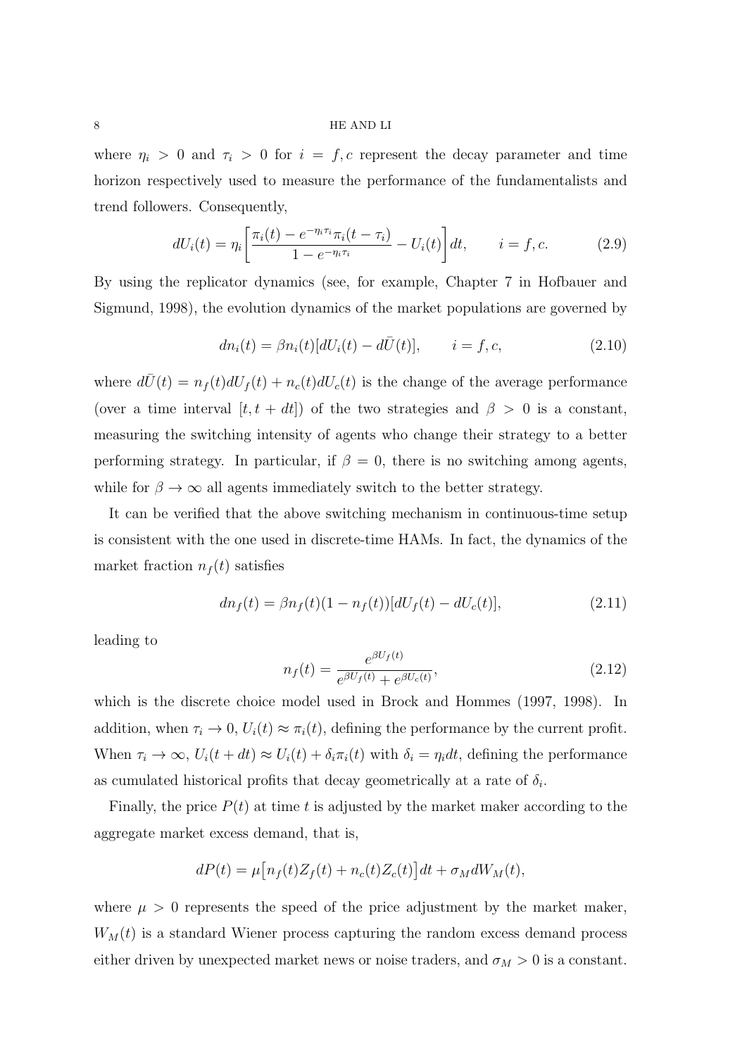where $\eta_i > 0$ and $\tau_i > 0$ for $i = f, c$ represent the decay parameter and time horizon respectively used to measure the performance of the fundamentalists and trend followers. Consequently,

$$dU_i(t) = \eta_i \left[ \frac{\pi_i(t) - e^{-\eta_i \tau_i} \pi_i(t - \tau_i)}{1 - e^{-\eta_i \tau_i}} - U_i(t) \right] dt, \qquad i = f, c. \tag{2.9}$$

By using the replicator dynamics (see, for example, Chapter 7 in Hofbauer and Sigmund, 1998), the evolution dynamics of the market populations are governed by

$$dn_i(t) = \beta n_i(t) [dU_i(t) - d\bar{U}(t)], \qquad i = f, c, \tag{2.10}$$

where $d\bar{U}(t) = n_f(t) dU_f(t) + n_c(t) dU_c(t)$ is the change of the average performance (over a time interval $[t, t + dt]$) of the two strategies and $\beta > 0$ is a constant, measuring the switching intensity of agents who change their strategy to a better performing strategy. In particular, if $\beta = 0$, there is no switching among agents, while for $\beta \to \infty$ all agents immediately switch to the better strategy.

It can be verified that the above switching mechanism in continuous-time setup is consistent with the one used in discrete-time HAMs. In fact, the dynamics of the market fraction $n_f(t)$ satisfies

$$dn_f(t) = \beta n_f(t)(1 - n_f(t))[dU_f(t) - dU_c(t)], \tag{2.11}$$

leading to

$$n_f(t) = \frac{e^{\beta U_f(t)}}{e^{\beta U_f(t)} + e^{\beta U_c(t)}}, \tag{2.12}$$

which is the discrete choice model used in Brock and Hommes (1997, 1998). In addition, when $\tau_i \to 0$, $U_i(t) \approx \pi_i(t)$, defining the performance by the current profit. When $\tau_i \to \infty$, $U_i(t + dt) \approx U_i(t) + \delta_i \pi_i(t)$ with $\delta_i = \eta_i dt$, defining the performance as cumulated historical profits that decay geometrically at a rate of $\delta_i$.

Finally, the price $P(t)$ at time $t$ is adjusted by the market maker according to the aggregate market excess demand, that is,

$$dP(t) = \mu \big[ n_f(t) Z_f(t) + n_c(t) Z_c(t) \big] dt + \sigma_M dW_M(t),$$

where $\mu > 0$ represents the speed of the price adjustment by the market maker, $W_M(t)$ is a standard Wiener process capturing the random excess demand process either driven by unexpected market news or noise traders, and $\sigma_M > 0$ is a constant.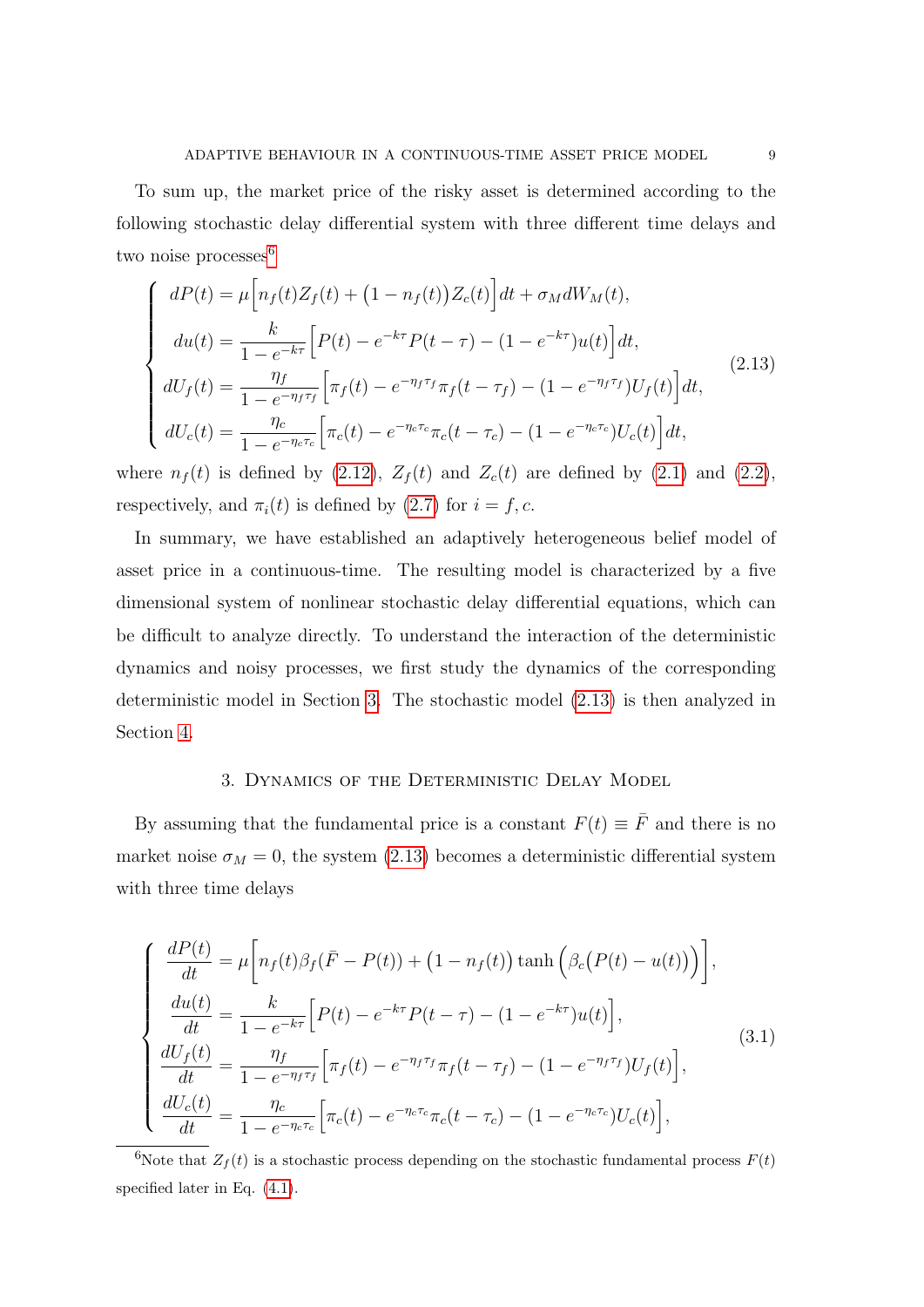To sum up, the market price of the risky asset is determined according to the following stochastic delay differential system with three different time delays and two noise processes[6]

$$
\begin{cases}
dP(t) = \mu\Big[n_f(t) Z_f(t) + \big(1-n_f(t)\big) Z_c(t)\Big]dt + \sigma_M dW_M(t), \\
du(t) = \dfrac{k}{1-e^{-k\tau}}\Big[P(t) - e^{-k\tau}P(t-\tau) - (1-e^{-k\tau})u(t)\Big]dt, \\
dU_f(t) = \dfrac{\eta_f}{1-e^{-\eta_f\tau_f}}\Big[\pi_f(t) - e^{-\eta_f\tau_f}\pi_f(t-\tau_f) - (1-e^{-\eta_f\tau_f})U_f(t)\Big]dt, \\
dU_c(t) = \dfrac{\eta_c}{1-e^{-\eta_c\tau_c}}\Big[\pi_c(t) - e^{-\eta_c\tau_c}\pi_c(t-\tau_c) - (1-e^{-\eta_c\tau_c})U_c(t)\Big]dt,
\end{cases}
\tag{2.13}
$$

where $n_f(t)$ is defined by (2.12), $Z_f(t)$ and $Z_c(t)$ are defined by (2.1) and (2.2), respectively, and $\pi_i(t)$ is defined by (2.7) for $i = f, c$.

In summary, we have established an adaptively heterogeneous belief model of asset price in a continuous-time. The resulting model is characterized by a five dimensional system of nonlinear stochastic delay differential equations, which can be difficult to analyze directly. To understand the interaction of the deterministic dynamics and noisy processes, we first study the dynamics of the corresponding deterministic model in Section 3. The stochastic model (2.13) is then analyzed in Section 4.

## 3. Dynamics of the Deterministic Delay Model

By assuming that the fundamental price is a constant $F(t) \equiv \bar{F}$ and there is no market noise $\sigma_M = 0$, the system (2.13) becomes a deterministic differential system with three time delays

$$
\begin{cases}
\dfrac{dP(t)}{dt} = \mu\Big[n_f(t)\beta_f(\bar{F} - P(t)) + \big(1-n_f(t)\big)\tanh\Big(\beta_c\big(P(t)-u(t)\big)\Big)\Big], \\
\dfrac{du(t)}{dt} = \dfrac{k}{1-e^{-k\tau}}\Big[P(t) - e^{-k\tau}P(t-\tau) - (1-e^{-k\tau})u(t)\Big], \\
\dfrac{dU_f(t)}{dt} = \dfrac{\eta_f}{1-e^{-\eta_f\tau_f}}\Big[\pi_f(t) - e^{-\eta_f\tau_f}\pi_f(t-\tau_f) - (1-e^{-\eta_f\tau_f})U_f(t)\Big], \\
\dfrac{dU_c(t)}{dt} = \dfrac{\eta_c}{1-e^{-\eta_c\tau_c}}\Big[\pi_c(t) - e^{-\eta_c\tau_c}\pi_c(t-\tau_c) - (1-e^{-\eta_c\tau_c})U_c(t)\Big],
\end{cases}
\tag{3.1}
$$

[6] Note that $Z_f(t)$ is a stochastic process depending on the stochastic fundamental process $F(t)$ specified later in Eq. (4.1).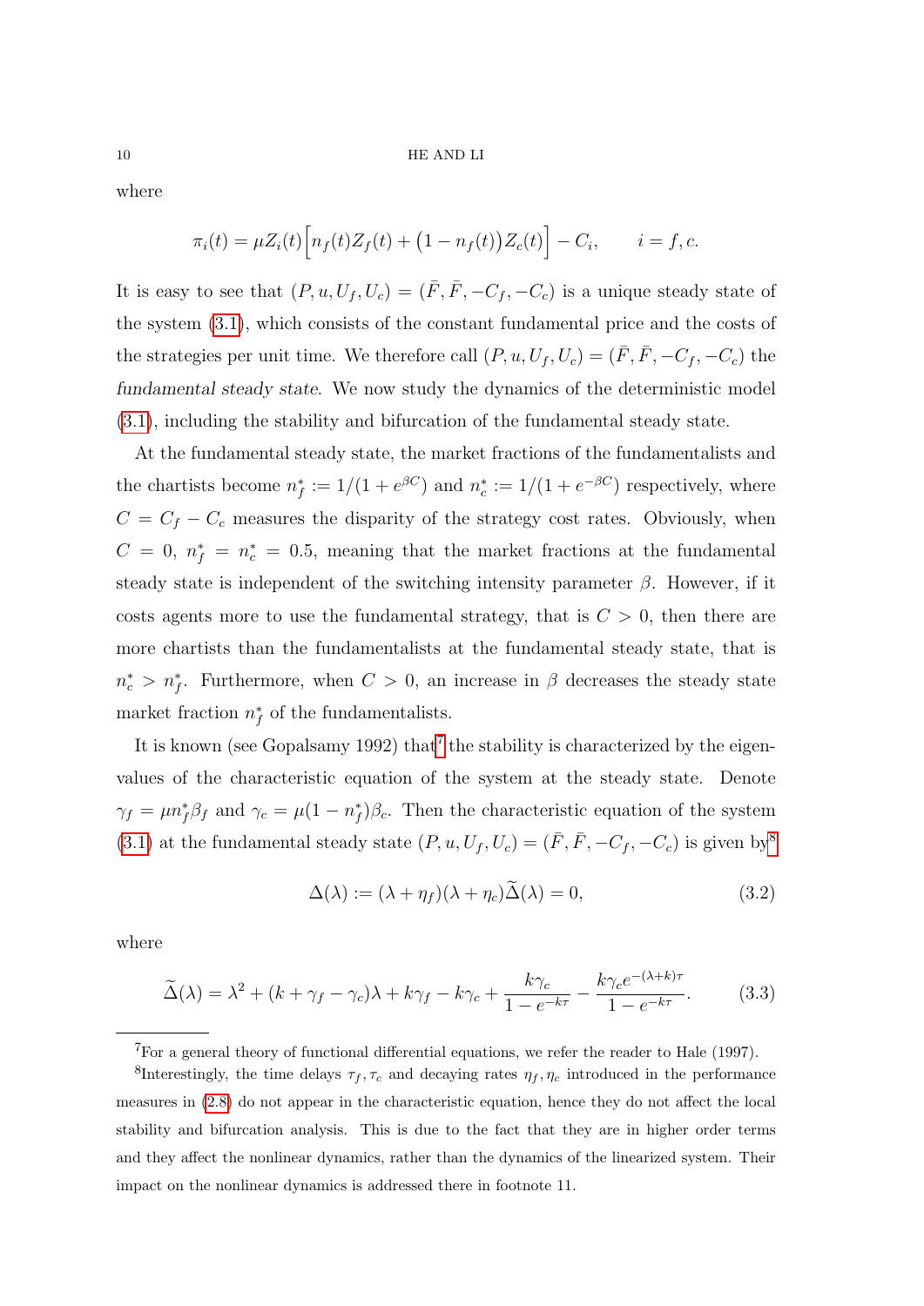where

$$\pi_i(t) = \mu Z_i(t)\Big[n_f(t)Z_f(t) + \big(1 - n_f(t)\big)Z_c(t)\Big] - C_i, \qquad i = f, c.$$

It is easy to see that $(P, u, U_f, U_c) = (\bar{F}, \bar{F}, -C_f, -C_c)$ is a unique steady state of the system (3.1), which consists of the constant fundamental price and the costs of the strategies per unit time. We therefore call $(P, u, U_f, U_c) = (\bar{F}, \bar{F}, -C_f, -C_c)$ the *fundamental steady state*. We now study the dynamics of the deterministic model (3.1), including the stability and bifurcation of the fundamental steady state.

At the fundamental steady state, the market fractions of the fundamentalists and the chartists become $n_f^* := 1/(1 + e^{\beta C})$ and $n_c^* := 1/(1 + e^{-\beta C})$ respectively, where $C = C_f - C_c$ measures the disparity of the strategy cost rates. Obviously, when $C = 0$, $n_f^* = n_c^* = 0.5$, meaning that the market fractions at the fundamental steady state is independent of the switching intensity parameter $\beta$. However, if it costs agents more to use the fundamental strategy, that is $C > 0$, then there are more chartists than the fundamentalists at the fundamental steady state, that is $n_c^* > n_f^*$. Furthermore, when $C > 0$, an increase in $\beta$ decreases the steady state market fraction $n_f^*$ of the fundamentalists.

It is known (see Gopalsamy 1992) that[7] the stability is characterized by the eigenvalues of the characteristic equation of the system at the steady state. Denote $\gamma_f = \mu n_f^* \beta_f$ and $\gamma_c = \mu(1 - n_f^*)\beta_c$. Then the characteristic equation of the system (3.1) at the fundamental steady state $(P, u, U_f, U_c) = (\bar{F}, \bar{F}, -C_f, -C_c)$ is given by[8]

$$\Delta(\lambda) := (\lambda + \eta_f)(\lambda + \eta_c)\widetilde{\Delta}(\lambda) = 0, \tag{3.2}$$

where

$$\widetilde{\Delta}(\lambda) = \lambda^2 + (k + \gamma_f - \gamma_c)\lambda + k\gamma_f - k\gamma_c + \frac{k\gamma_c}{1 - e^{-k\tau}} - \frac{k\gamma_c e^{-(\lambda+k)\tau}}{1 - e^{-k\tau}}. \tag{3.3}$$

---

[7] For a general theory of functional differential equations, we refer the reader to Hale (1997).

[8] Interestingly, the time delays $\tau_f, \tau_c$ and decaying rates $\eta_f, \eta_c$ introduced in the performance measures in (2.8) do not appear in the characteristic equation, hence they do not affect the local stability and bifurcation analysis. This is due to the fact that they are in higher order terms and they affect the nonlinear dynamics, rather than the dynamics of the linearized system. Their impact on the nonlinear dynamics is addressed there in footnote 11.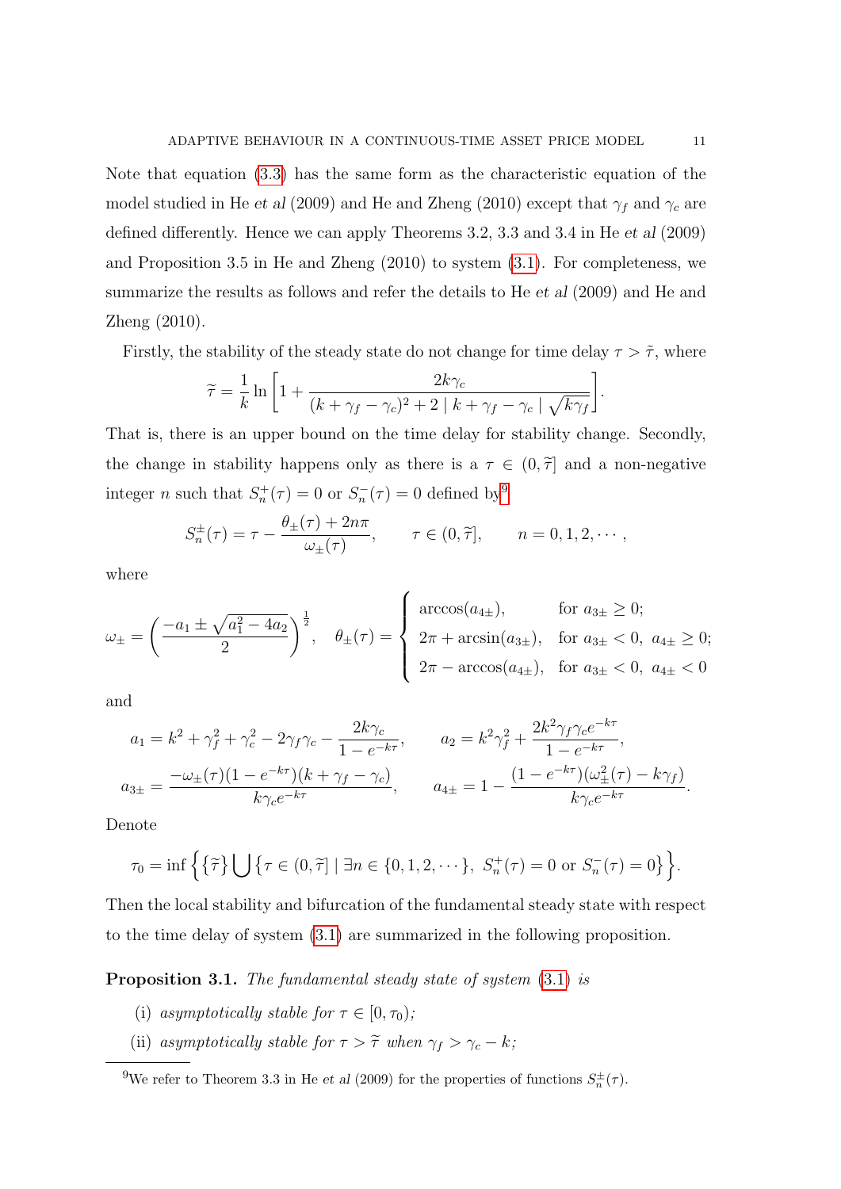Note that equation (3.3) has the same form as the characteristic equation of the model studied in He *et al* (2009) and He and Zheng (2010) except that $\gamma_f$ and $\gamma_c$ are defined differently. Hence we can apply Theorems 3.2, 3.3 and 3.4 in He *et al* (2009) and Proposition 3.5 in He and Zheng (2010) to system (3.1). For completeness, we summarize the results as follows and refer the details to He *et al* (2009) and He and Zheng (2010).

Firstly, the stability of the steady state do not change for time delay $\tau > \tilde{\tau}$, where

$$\widetilde{\tau} = \frac{1}{k} \ln \left[ 1 + \frac{2k\gamma_c}{(k + \gamma_f - \gamma_c)^2 + 2 \mid k + \gamma_f - \gamma_c \mid \sqrt{k\gamma_f}} \right].$$

That is, there is an upper bound on the time delay for stability change. Secondly, the change in stability happens only as there is a $\tau \in (0, \widetilde{\tau}]$ and a non-negative integer $n$ such that $S_n^+(\tau) = 0$ or $S_n^-(\tau) = 0$ defined by[9]

$$S_n^{\pm}(\tau) = \tau - \frac{\theta_{\pm}(\tau) + 2n\pi}{\omega_{\pm}(\tau)}, \qquad \tau \in (0, \widetilde{\tau}], \qquad n = 0, 1, 2, \cdots,$$

where

$$\omega_{\pm} = \left( \frac{-a_1 \pm \sqrt{a_1^2 - 4a_2}}{2} \right)^{\frac{1}{2}}, \quad \theta_{\pm}(\tau) = \begin{cases} \arccos(a_{4\pm}), & \text{for } a_{3\pm} \geq 0; \\ 2\pi + \arcsin(a_{3\pm}), & \text{for } a_{3\pm} < 0, \ a_{4\pm} \geq 0; \\ 2\pi - \arccos(a_{4\pm}), & \text{for } a_{3\pm} < 0, \ a_{4\pm} < 0 \end{cases}$$

and

$$a_1 = k^2 + \gamma_f^2 + \gamma_c^2 - 2\gamma_f\gamma_c - \frac{2k\gamma_c}{1 - e^{-k\tau}}, \qquad a_2 = k^2\gamma_f^2 + \frac{2k^2\gamma_f\gamma_c e^{-k\tau}}{1 - e^{-k\tau}},$$

$$a_{3\pm} = \frac{-\omega_{\pm}(\tau)(1 - e^{-k\tau})(k + \gamma_f - \gamma_c)}{k\gamma_c e^{-k\tau}}, \qquad a_{4\pm} = 1 - \frac{(1 - e^{-k\tau})(\omega_{\pm}^2(\tau) - k\gamma_f)}{k\gamma_c e^{-k\tau}}.$$

Denote

$$\tau_0 = \inf \Big\{ \{\widetilde{\tau}\} \bigcup \{ \tau \in (0, \widetilde{\tau}] \mid \exists n \in \{0, 1, 2, \cdots\}, \ S_n^+(\tau) = 0 \text{ or } S_n^-(\tau) = 0 \} \Big\}.$$

Then the local stability and bifurcation of the fundamental steady state with respect to the time delay of system (3.1) are summarized in the following proposition.

**Proposition 3.1.** *The fundamental steady state of system* (3.1) *is*

- (i) *asymptotically stable for* $\tau \in [0, \tau_0)$*;*
- (ii) *asymptotically stable for* $\tau > \widetilde{\tau}$ *when* $\gamma_f > \gamma_c - k$*;*

[9] We refer to Theorem 3.3 in He *et al* (2009) for the properties of functions $S_n^{\pm}(\tau)$.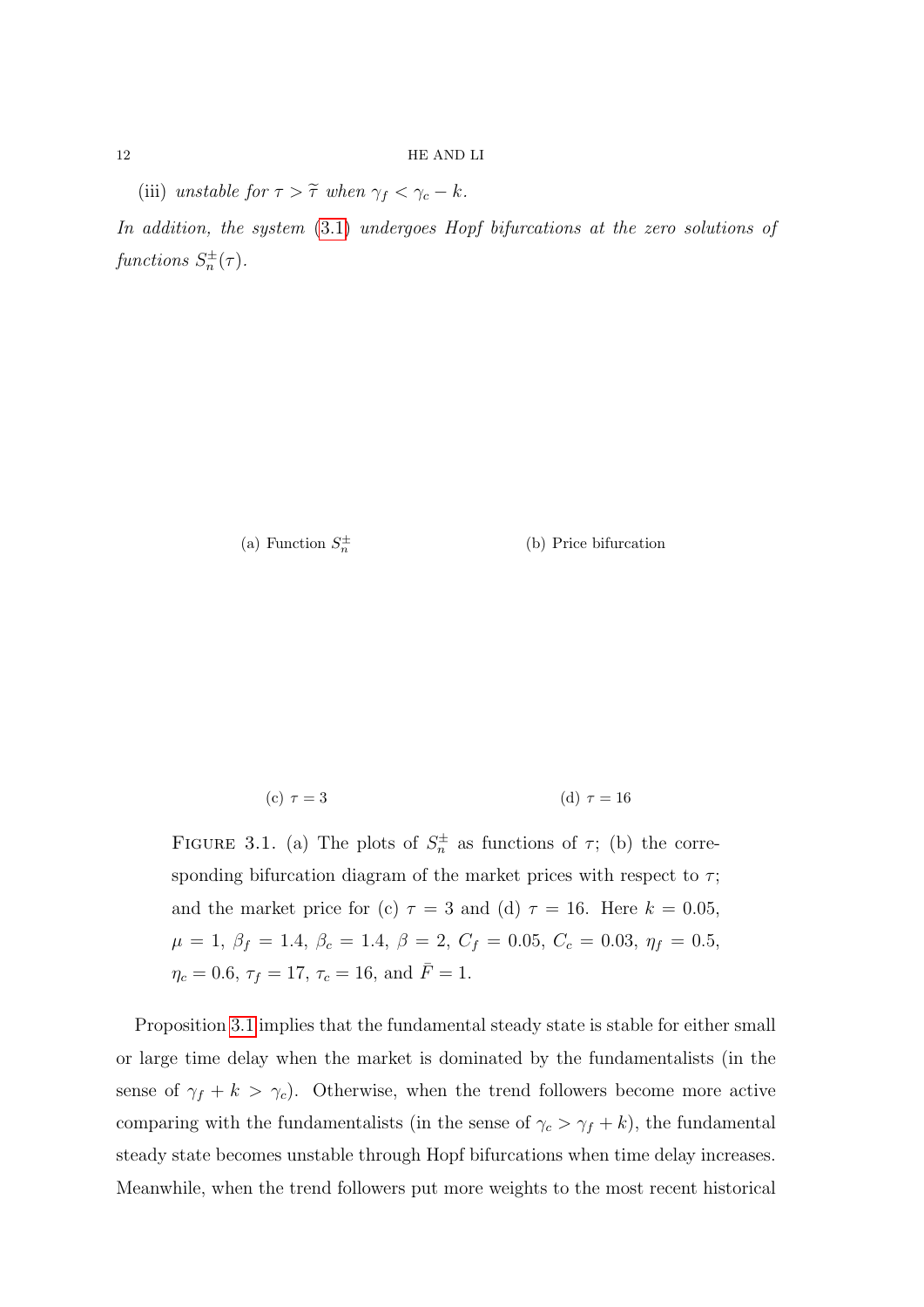(iii) *unstable for $\tau > \widetilde{\tau}$ when $\gamma_f < \gamma_c - k$.*

*In addition, the system (3.1) undergoes Hopf bifurcations at the zero solutions of functions $S_n^{\pm}(\tau)$.*

(a) Function $S_n^{\pm}$

(b) Price bifurcation

(c) $\tau = 3$

(d) $\tau = 16$

FIGURE 3.1. (a) The plots of $S_n^{\pm}$ as functions of $\tau$; (b) the corresponding bifurcation diagram of the market prices with respect to $\tau$; and the market price for (c) $\tau = 3$ and (d) $\tau = 16$. Here $k = 0.05$, $\mu = 1$, $\beta_f = 1.4$, $\beta_c = 1.4$, $\beta = 2$, $C_f = 0.05$, $C_c = 0.03$, $\eta_f = 0.5$, $\eta_c = 0.6$, $\tau_f = 17$, $\tau_c = 16$, and $\bar{F} = 1$.

Proposition 3.1 implies that the fundamental steady state is stable for either small or large time delay when the market is dominated by the fundamentalists (in the sense of $\gamma_f + k > \gamma_c$). Otherwise, when the trend followers become more active comparing with the fundamentalists (in the sense of $\gamma_c > \gamma_f + k$), the fundamental steady state becomes unstable through Hopf bifurcations when time delay increases. Meanwhile, when the trend followers put more weights to the most recent historical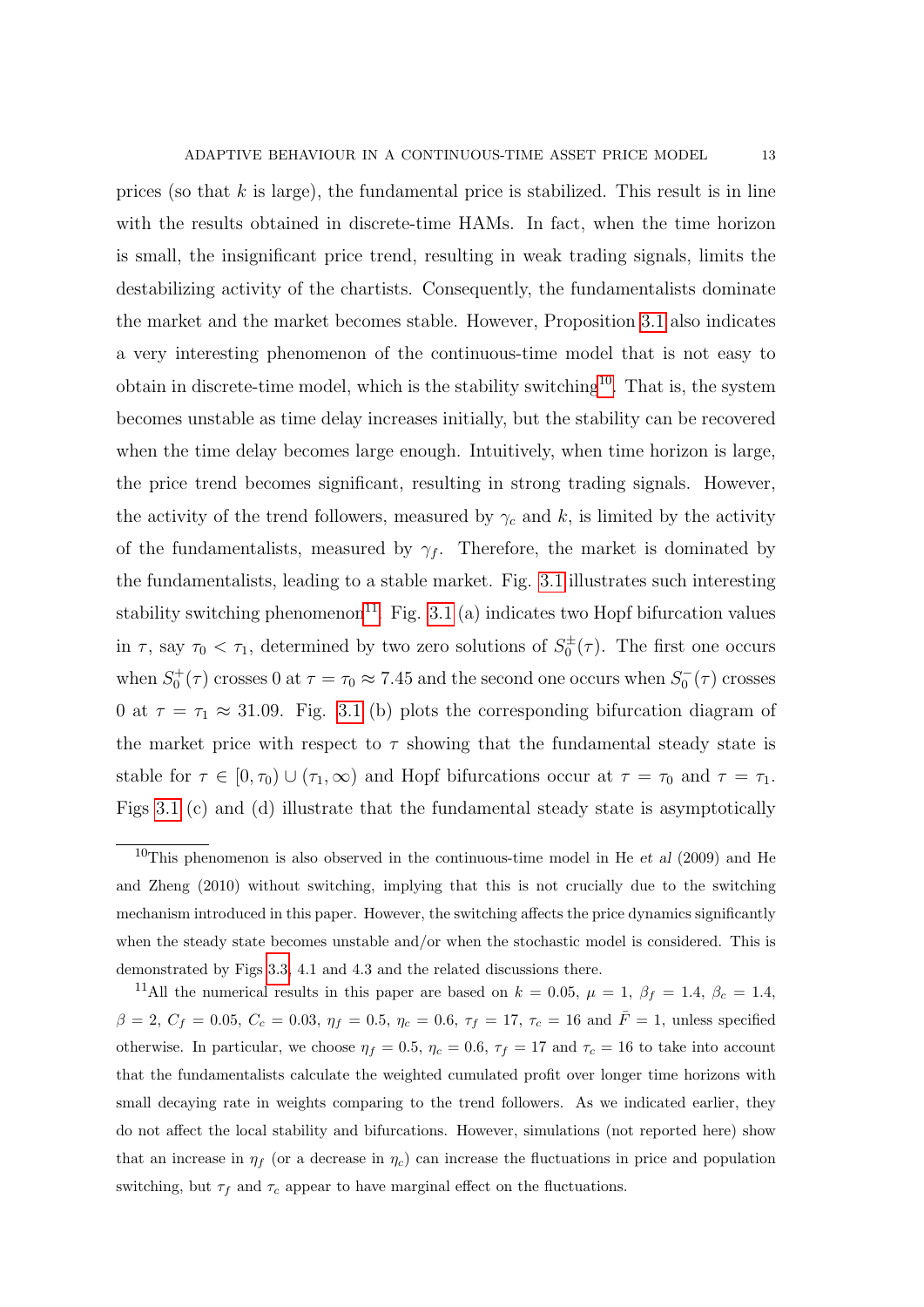prices (so that $k$ is large), the fundamental price is stabilized. This result is in line with the results obtained in discrete-time HAMs. In fact, when the time horizon is small, the insignificant price trend, resulting in weak trading signals, limits the destabilizing activity of the chartists. Consequently, the fundamentalists dominate the market and the market becomes stable. However, Proposition 3.1 also indicates a very interesting phenomenon of the continuous-time model that is not easy to obtain in discrete-time model, which is the stability switching[10]. That is, the system becomes unstable as time delay increases initially, but the stability can be recovered when the time delay becomes large enough. Intuitively, when time horizon is large, the price trend becomes significant, resulting in strong trading signals. However, the activity of the trend followers, measured by $\gamma_c$ and $k$, is limited by the activity of the fundamentalists, measured by $\gamma_f$. Therefore, the market is dominated by the fundamentalists, leading to a stable market. Fig. 3.1 illustrates such interesting stability switching phenomenon[11]. Fig. 3.1 (a) indicates two Hopf bifurcation values in $\tau$, say $\tau_0 < \tau_1$, determined by two zero solutions of $S_0^{\pm}(\tau)$. The first one occurs when $S_0^{+}(\tau)$ crosses 0 at $\tau = \tau_0 \approx 7.45$ and the second one occurs when $S_0^{-}(\tau)$ crosses 0 at $\tau = \tau_1 \approx 31.09$. Fig. 3.1 (b) plots the corresponding bifurcation diagram of the market price with respect to $\tau$ showing that the fundamental steady state is stable for $\tau \in [0, \tau_0) \cup (\tau_1, \infty)$ and Hopf bifurcations occur at $\tau = \tau_0$ and $\tau = \tau_1$. Figs 3.1 (c) and (d) illustrate that the fundamental steady state is asymptotically

[10]This phenomenon is also observed in the continuous-time model in He *et al* (2009) and He and Zheng (2010) without switching, implying that this is not crucially due to the switching mechanism introduced in this paper. However, the switching affects the price dynamics significantly when the steady state becomes unstable and/or when the stochastic model is considered. This is demonstrated by Figs 3.3, 4.1 and 4.3 and the related discussions there.

[11]All the numerical results in this paper are based on $k = 0.05$, $\mu = 1$, $\beta_f = 1.4$, $\beta_c = 1.4$, $\beta = 2$, $C_f = 0.05$, $C_c = 0.03$, $\eta_f = 0.5$, $\eta_c = 0.6$, $\tau_f = 17$, $\tau_c = 16$ and $\bar{F} = 1$, unless specified otherwise. In particular, we choose $\eta_f = 0.5$, $\eta_c = 0.6$, $\tau_f = 17$ and $\tau_c = 16$ to take into account that the fundamentalists calculate the weighted cumulated profit over longer time horizons with small decaying rate in weights comparing to the trend followers. As we indicated earlier, they do not affect the local stability and bifurcations. However, simulations (not reported here) show that an increase in $\eta_f$ (or a decrease in $\eta_c$) can increase the fluctuations in price and population switching, but $\tau_f$ and $\tau_c$ appear to have marginal effect on the fluctuations.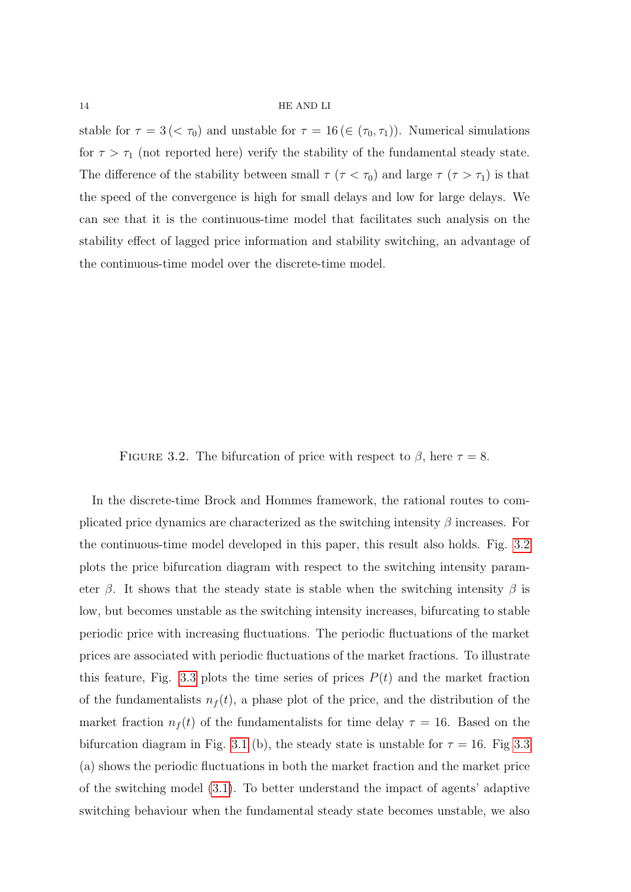stable for $\tau = 3\,(< \tau_0)$ and unstable for $\tau = 16\,(\in (\tau_0, \tau_1))$. Numerical simulations for $\tau > \tau_1$ (not reported here) verify the stability of the fundamental steady state. The difference of the stability between small $\tau$ ($\tau < \tau_0$) and large $\tau$ ($\tau > \tau_1$) is that the speed of the convergence is high for small delays and low for large delays. We can see that it is the continuous-time model that facilitates such analysis on the stability effect of lagged price information and stability switching, an advantage of the continuous-time model over the discrete-time model.

FIGURE 3.2. The bifurcation of price with respect to $\beta$, here $\tau = 8$.

In the discrete-time Brock and Hommes framework, the rational routes to complicated price dynamics are characterized as the switching intensity $\beta$ increases. For the continuous-time model developed in this paper, this result also holds. Fig. 3.2 plots the price bifurcation diagram with respect to the switching intensity parameter $\beta$. It shows that the steady state is stable when the switching intensity $\beta$ is low, but becomes unstable as the switching intensity increases, bifurcating to stable periodic price with increasing fluctuations. The periodic fluctuations of the market prices are associated with periodic fluctuations of the market fractions. To illustrate this feature, Fig. 3.3 plots the time series of prices $P(t)$ and the market fraction of the fundamentalists $n_f(t)$, a phase plot of the price, and the distribution of the market fraction $n_f(t)$ of the fundamentalists for time delay $\tau = 16$. Based on the bifurcation diagram in Fig. 3.1 (b), the steady state is unstable for $\tau = 16$. Fig 3.3 (a) shows the periodic fluctuations in both the market fraction and the market price of the switching model (3.1). To better understand the impact of agents' adaptive switching behaviour when the fundamental steady state becomes unstable, we also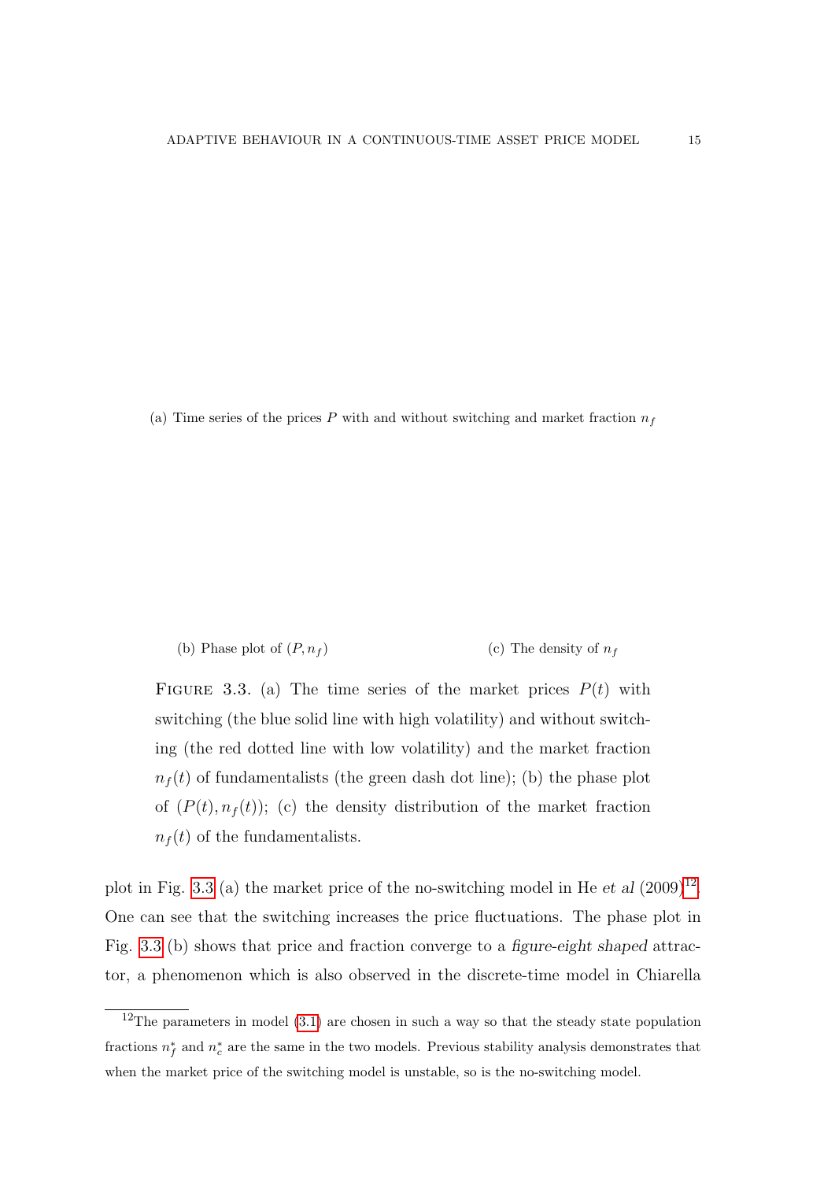(a) Time series of the prices $P$ with and without switching and market fraction $n_f$

(b) Phase plot of $(P, n_f)$

(c) The density of $n_f$

FIGURE 3.3. (a) The time series of the market prices $P(t)$ with switching (the blue solid line with high volatility) and without switching (the red dotted line with low volatility) and the market fraction $n_f(t)$ of fundamentalists (the green dash dot line); (b) the phase plot of $(P(t), n_f(t))$; (c) the density distribution of the market fraction $n_f(t)$ of the fundamentalists.

plot in Fig. 3.3 (a) the market price of the no-switching model in He *et al* (2009)[12]. One can see that the switching increases the price fluctuations. The phase plot in Fig. 3.3 (b) shows that price and fraction converge to a *figure-eight shaped* attractor, a phenomenon which is also observed in the discrete-time model in Chiarella

[12] The parameters in model (3.1) are chosen in such a way so that the steady state population fractions $n_f^*$ and $n_c^*$ are the same in the two models. Previous stability analysis demonstrates that when the market price of the switching model is unstable, so is the no-switching model.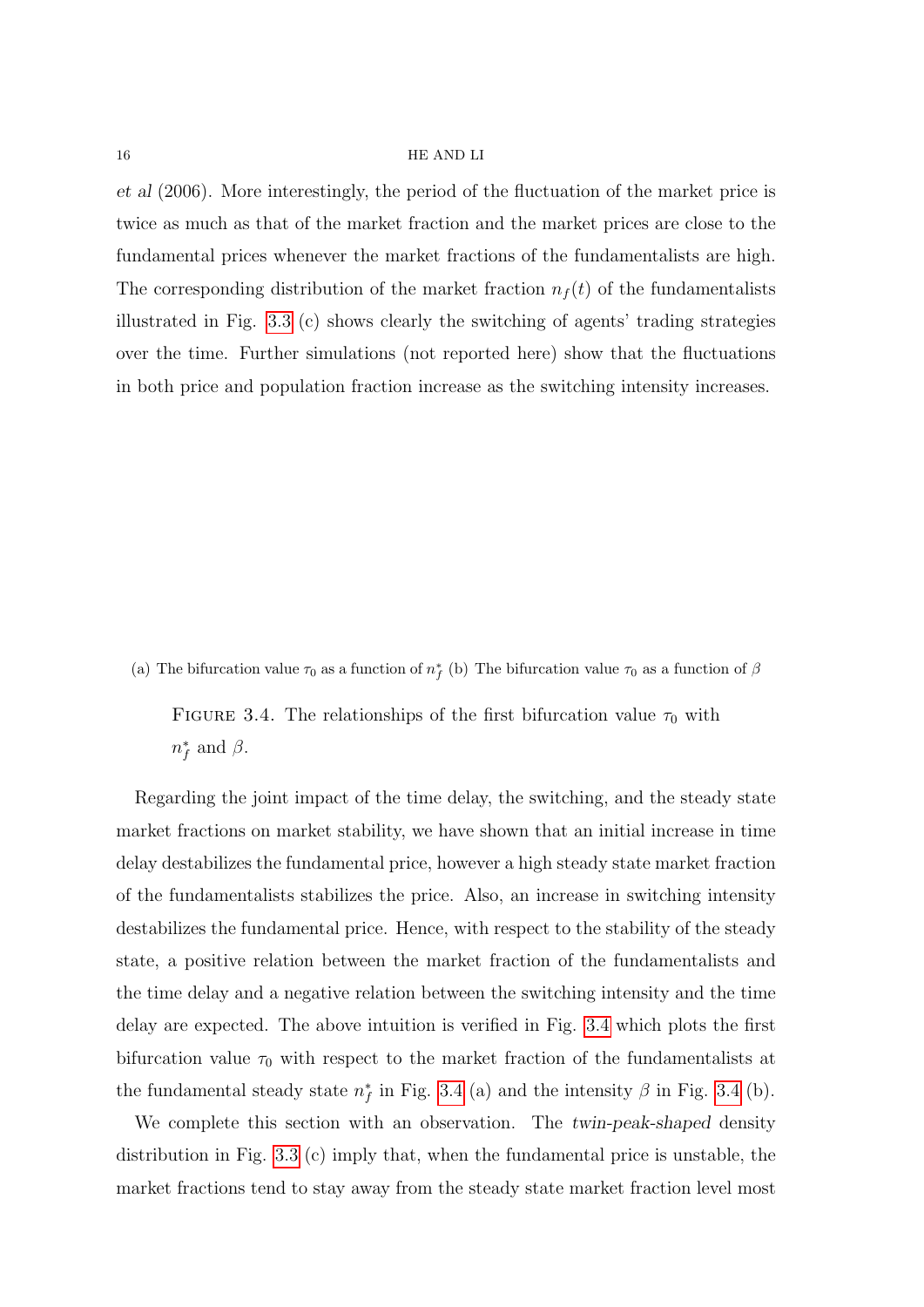*et al* (2006). More interestingly, the period of the fluctuation of the market price is twice as much as that of the market fraction and the market prices are close to the fundamental prices whenever the market fractions of the fundamentalists are high. The corresponding distribution of the market fraction $n_f(t)$ of the fundamentalists illustrated in Fig. 3.3 (c) shows clearly the switching of agents' trading strategies over the time. Further simulations (not reported here) show that the fluctuations in both price and population fraction increase as the switching intensity increases.

(a) The bifurcation value $\tau_0$ as a function of $n_f^*$ (b) The bifurcation value $\tau_0$ as a function of $\beta$

FIGURE 3.4. The relationships of the first bifurcation value $\tau_0$ with $n_f^*$ and $\beta$.

Regarding the joint impact of the time delay, the switching, and the steady state market fractions on market stability, we have shown that an initial increase in time delay destabilizes the fundamental price, however a high steady state market fraction of the fundamentalists stabilizes the price. Also, an increase in switching intensity destabilizes the fundamental price. Hence, with respect to the stability of the steady state, a positive relation between the market fraction of the fundamentalists and the time delay and a negative relation between the switching intensity and the time delay are expected. The above intuition is verified in Fig. 3.4 which plots the first bifurcation value $\tau_0$ with respect to the market fraction of the fundamentalists at the fundamental steady state $n_f^*$ in Fig. 3.4 (a) and the intensity $\beta$ in Fig. 3.4 (b).

We complete this section with an observation. The *twin-peak-shaped* density distribution in Fig. 3.3 (c) imply that, when the fundamental price is unstable, the market fractions tend to stay away from the steady state market fraction level most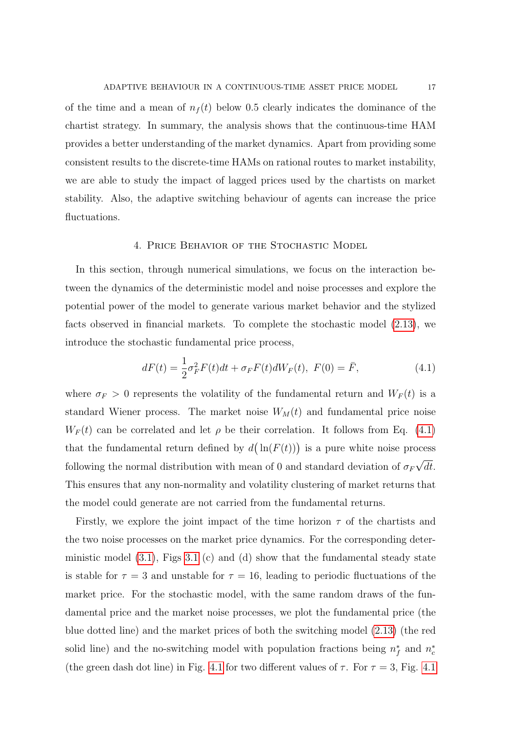of the time and a mean of $n_f(t)$ below 0.5 clearly indicates the dominance of the chartist strategy. In summary, the analysis shows that the continuous-time HAM provides a better understanding of the market dynamics. Apart from providing some consistent results to the discrete-time HAMs on rational routes to market instability, we are able to study the impact of lagged prices used by the chartists on market stability. Also, the adaptive switching behaviour of agents can increase the price fluctuations.

## 4. Price Behavior of the Stochastic Model

In this section, through numerical simulations, we focus on the interaction between the dynamics of the deterministic model and noise processes and explore the potential power of the model to generate various market behavior and the stylized facts observed in financial markets. To complete the stochastic model (2.13), we introduce the stochastic fundamental price process,

$$dF(t) = \frac{1}{2}\sigma_F^2 F(t)dt + \sigma_F F(t)dW_F(t),\ F(0) = \bar{F}, \tag{4.1}$$

where $\sigma_F > 0$ represents the volatility of the fundamental return and $W_F(t)$ is a standard Wiener process. The market noise $W_M(t)$ and fundamental price noise $W_F(t)$ can be correlated and let $\rho$ be their correlation. It follows from Eq. (4.1) that the fundamental return defined by $d\big(\ln(F(t))\big)$ is a pure white noise process following the normal distribution with mean of 0 and standard deviation of $\sigma_F\sqrt{dt}$. This ensures that any non-normality and volatility clustering of market returns that the model could generate are not carried from the fundamental returns.

Firstly, we explore the joint impact of the time horizon $\tau$ of the chartists and the two noise processes on the market price dynamics. For the corresponding deterministic model (3.1), Figs 3.1 (c) and (d) show that the fundamental steady state is stable for $\tau = 3$ and unstable for $\tau = 16$, leading to periodic fluctuations of the market price. For the stochastic model, with the same random draws of the fundamental price and the market noise processes, we plot the fundamental price (the blue dotted line) and the market prices of both the switching model (2.13) (the red solid line) and the no-switching model with population fractions being $n_f^*$ and $n_c^*$ (the green dash dot line) in Fig. 4.1 for two different values of $\tau$. For $\tau = 3$, Fig. 4.1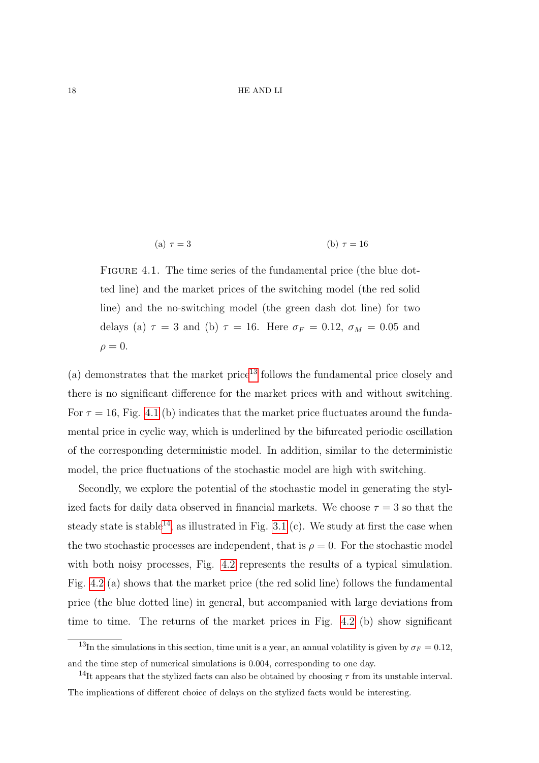(a) $\tau = 3$ (b) $\tau = 16$

FIGURE 4.1. The time series of the fundamental price (the blue dotted line) and the market prices of the switching model (the red solid line) and the no-switching model (the green dash dot line) for two delays (a) $\tau = 3$ and (b) $\tau = 16$. Here $\sigma_F = 0.12$, $\sigma_M = 0.05$ and $\rho = 0$.

(a) demonstrates that the market price[13] follows the fundamental price closely and there is no significant difference for the market prices with and without switching. For $\tau = 16$, Fig. 4.1 (b) indicates that the market price fluctuates around the fundamental price in cyclic way, which is underlined by the bifurcated periodic oscillation of the corresponding deterministic model. In addition, similar to the deterministic model, the price fluctuations of the stochastic model are high with switching.

Secondly, we explore the potential of the stochastic model in generating the stylized facts for daily data observed in financial markets. We choose $\tau = 3$ so that the steady state is stable[14], as illustrated in Fig. 3.1 (c). We study at first the case when the two stochastic processes are independent, that is $\rho = 0$. For the stochastic model with both noisy processes, Fig. 4.2 represents the results of a typical simulation. Fig. 4.2 (a) shows that the market price (the red solid line) follows the fundamental price (the blue dotted line) in general, but accompanied with large deviations from time to time. The returns of the market prices in Fig. 4.2 (b) show significant

[13] In the simulations in this section, time unit is a year, an annual volatility is given by $\sigma_F = 0.12$, and the time step of numerical simulations is 0.004, corresponding to one day.

[14] It appears that the stylized facts can also be obtained by choosing $\tau$ from its unstable interval. The implications of different choice of delays on the stylized facts would be interesting.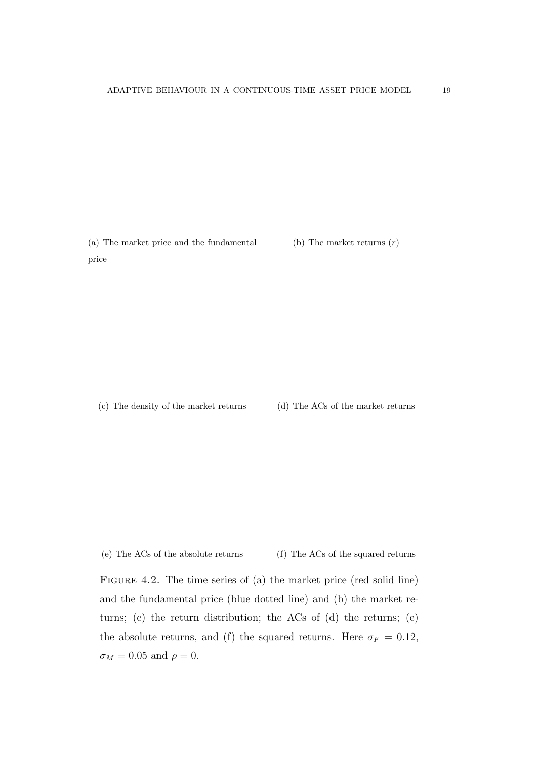(a) The market price and the fundamental price

(b) The market returns ($r$)

(c) The density of the market returns

(d) The ACs of the market returns

(e) The ACs of the absolute returns

(f) The ACs of the squared returns

FIGURE 4.2. The time series of (a) the market price (red solid line) and the fundamental price (blue dotted line) and (b) the market returns; (c) the return distribution; the ACs of (d) the returns; (e) the absolute returns, and (f) the squared returns. Here $\sigma_F = 0.12$, $\sigma_M = 0.05$ and $\rho = 0$.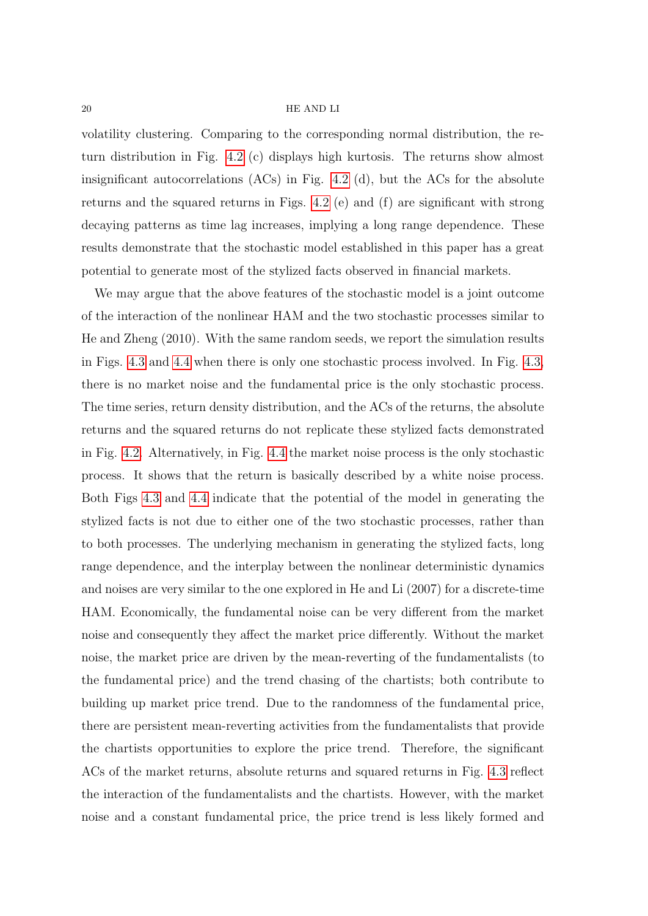volatility clustering. Comparing to the corresponding normal distribution, the return distribution in Fig. 4.2 (c) displays high kurtosis. The returns show almost insignificant autocorrelations (ACs) in Fig. 4.2 (d), but the ACs for the absolute returns and the squared returns in Figs. 4.2 (e) and (f) are significant with strong decaying patterns as time lag increases, implying a long range dependence. These results demonstrate that the stochastic model established in this paper has a great potential to generate most of the stylized facts observed in financial markets.

We may argue that the above features of the stochastic model is a joint outcome of the interaction of the nonlinear HAM and the two stochastic processes similar to He and Zheng (2010). With the same random seeds, we report the simulation results in Figs. 4.3 and 4.4 when there is only one stochastic process involved. In Fig. 4.3, there is no market noise and the fundamental price is the only stochastic process. The time series, return density distribution, and the ACs of the returns, the absolute returns and the squared returns do not replicate these stylized facts demonstrated in Fig. 4.2. Alternatively, in Fig. 4.4 the market noise process is the only stochastic process. It shows that the return is basically described by a white noise process. Both Figs 4.3 and 4.4 indicate that the potential of the model in generating the stylized facts is not due to either one of the two stochastic processes, rather than to both processes. The underlying mechanism in generating the stylized facts, long range dependence, and the interplay between the nonlinear deterministic dynamics and noises are very similar to the one explored in He and Li (2007) for a discrete-time HAM. Economically, the fundamental noise can be very different from the market noise and consequently they affect the market price differently. Without the market noise, the market price are driven by the mean-reverting of the fundamentalists (to the fundamental price) and the trend chasing of the chartists; both contribute to building up market price trend. Due to the randomness of the fundamental price, there are persistent mean-reverting activities from the fundamentalists that provide the chartists opportunities to explore the price trend. Therefore, the significant ACs of the market returns, absolute returns and squared returns in Fig. 4.3 reflect the interaction of the fundamentalists and the chartists. However, with the market noise and a constant fundamental price, the price trend is less likely formed and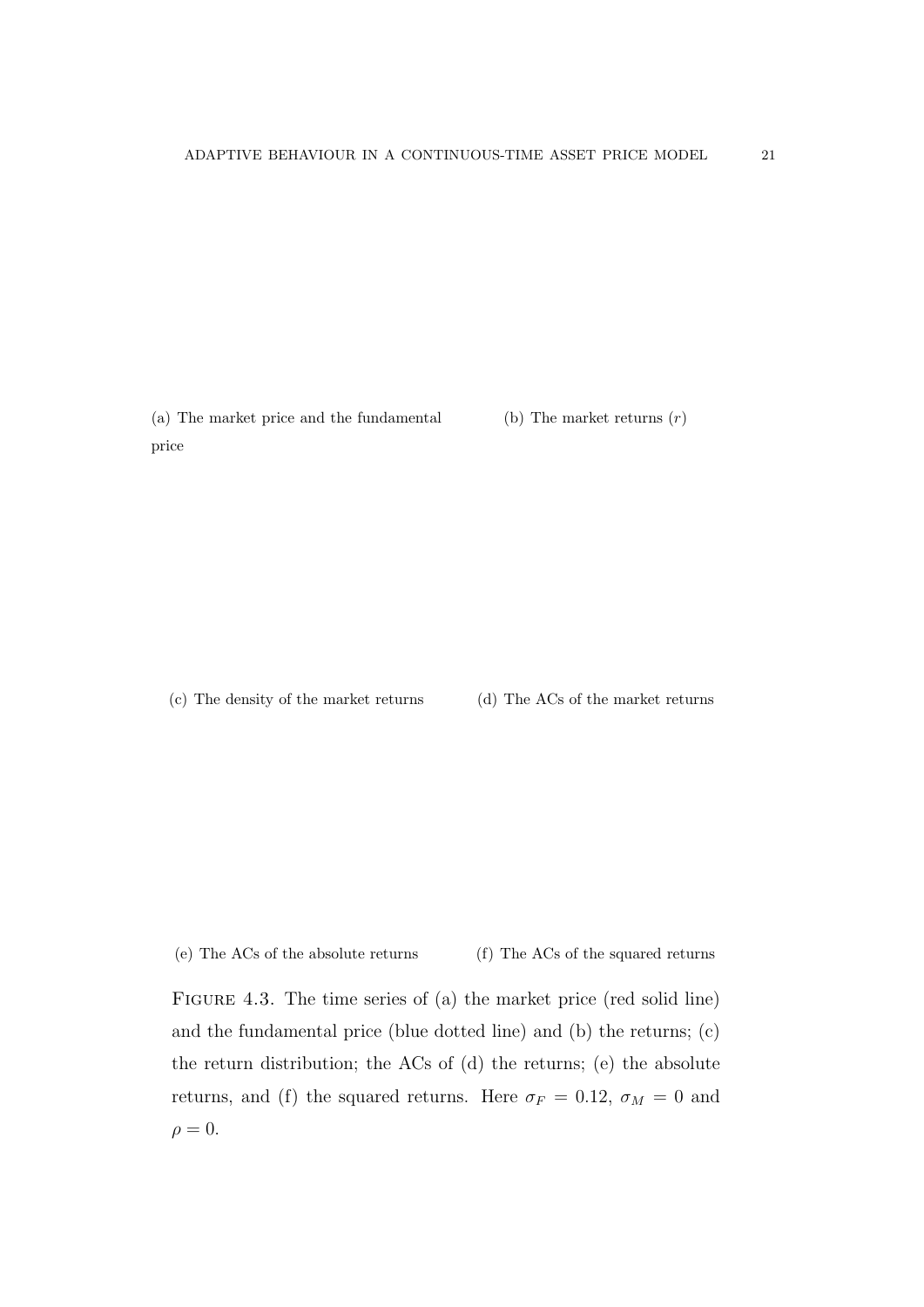(a) The market price and the fundamental price

(b) The market returns ($r$)

(c) The density of the market returns

(d) The ACs of the market returns

(e) The ACs of the absolute returns

(f) The ACs of the squared returns

FIGURE 4.3. The time series of (a) the market price (red solid line) and the fundamental price (blue dotted line) and (b) the returns; (c) the return distribution; the ACs of (d) the returns; (e) the absolute returns, and (f) the squared returns. Here $\sigma_F = 0.12$, $\sigma_M = 0$ and $\rho = 0$.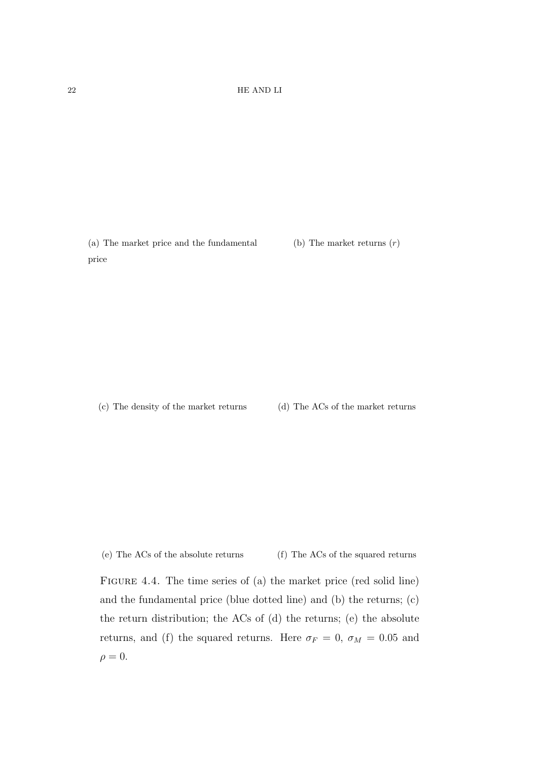(a) The market price and the fundamental price

(b) The market returns ($r$)

(c) The density of the market returns

(d) The ACs of the market returns

(e) The ACs of the absolute returns

(f) The ACs of the squared returns

FIGURE 4.4. The time series of (a) the market price (red solid line) and the fundamental price (blue dotted line) and (b) the returns; (c) the return distribution; the ACs of (d) the returns; (e) the absolute returns, and (f) the squared returns. Here $\sigma_F = 0$, $\sigma_M = 0.05$ and $\rho = 0$.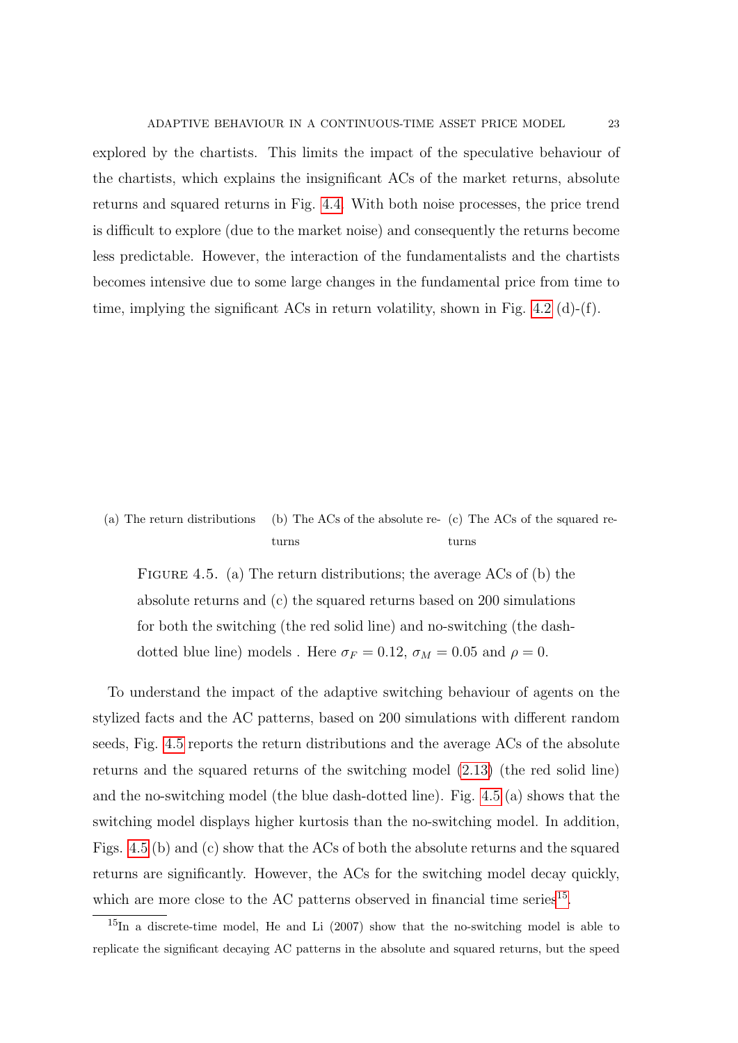explored by the chartists. This limits the impact of the speculative behaviour of the chartists, which explains the insignificant ACs of the market returns, absolute returns and squared returns in Fig. 4.4. With both noise processes, the price trend is difficult to explore (due to the market noise) and consequently the returns become less predictable. However, the interaction of the fundamentalists and the chartists becomes intensive due to some large changes in the fundamental price from time to time, implying the significant ACs in return volatility, shown in Fig. 4.2 (d)-(f).

(a) The return distributions (b) The ACs of the absolute returns (c) The ACs of the squared returns

FIGURE 4.5. (a) The return distributions; the average ACs of (b) the absolute returns and (c) the squared returns based on 200 simulations for both the switching (the red solid line) and no-switching (the dash-dotted blue line) models . Here $\sigma_F = 0.12$, $\sigma_M = 0.05$ and $\rho = 0$.

To understand the impact of the adaptive switching behaviour of agents on the stylized facts and the AC patterns, based on 200 simulations with different random seeds, Fig. 4.5 reports the return distributions and the average ACs of the absolute returns and the squared returns of the switching model (2.13) (the red solid line) and the no-switching model (the blue dash-dotted line). Fig. 4.5 (a) shows that the switching model displays higher kurtosis than the no-switching model. In addition, Figs. 4.5 (b) and (c) show that the ACs of both the absolute returns and the squared returns are significantly. However, the ACs for the switching model decay quickly, which are more close to the AC patterns observed in financial time series[15].

[15] In a discrete-time model, He and Li (2007) show that the no-switching model is able to replicate the significant decaying AC patterns in the absolute and squared returns, but the speed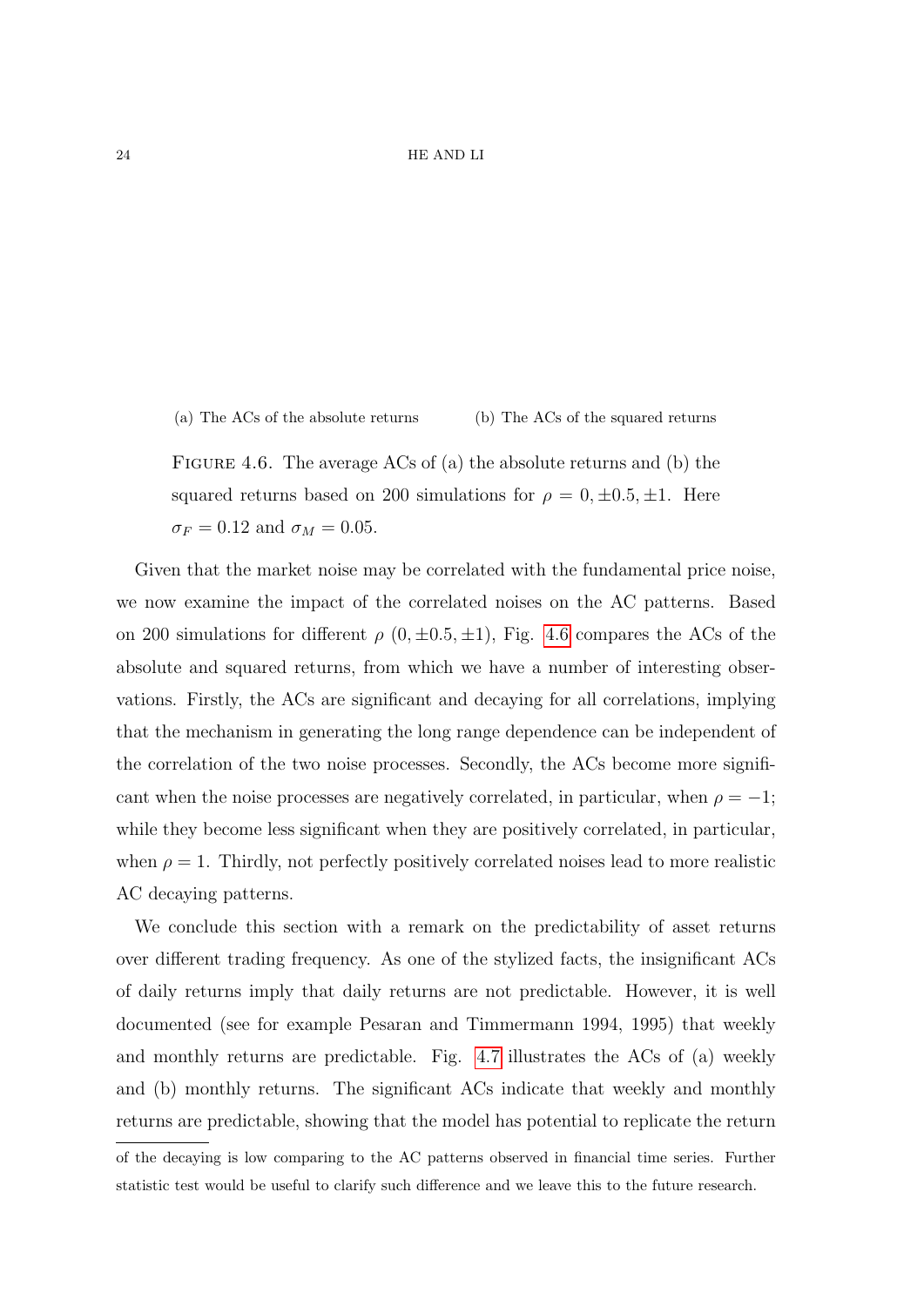(a) The ACs of the absolute returns (b) The ACs of the squared returns

Figure 4.6. The average ACs of (a) the absolute returns and (b) the squared returns based on 200 simulations for $\rho = 0, \pm 0.5, \pm 1$. Here $\sigma_F = 0.12$ and $\sigma_M = 0.05$.

Given that the market noise may be correlated with the fundamental price noise, we now examine the impact of the correlated noises on the AC patterns. Based on 200 simulations for different $\rho$ $(0, \pm 0.5, \pm 1)$, Fig. 4.6 compares the ACs of the absolute and squared returns, from which we have a number of interesting observations. Firstly, the ACs are significant and decaying for all correlations, implying that the mechanism in generating the long range dependence can be independent of the correlation of the two noise processes. Secondly, the ACs become more significant when the noise processes are negatively correlated, in particular, when $\rho = -1$; while they become less significant when they are positively correlated, in particular, when $\rho = 1$. Thirdly, not perfectly positively correlated noises lead to more realistic AC decaying patterns.

We conclude this section with a remark on the predictability of asset returns over different trading frequency. As one of the stylized facts, the insignificant ACs of daily returns imply that daily returns are not predictable. However, it is well documented (see for example Pesaran and Timmermann 1994, 1995) that weekly and monthly returns are predictable. Fig. 4.7 illustrates the ACs of (a) weekly and (b) monthly returns. The significant ACs indicate that weekly and monthly returns are predictable, showing that the model has potential to replicate the return

---

of the decaying is low comparing to the AC patterns observed in financial time series. Further statistic test would be useful to clarify such difference and we leave this to the future research.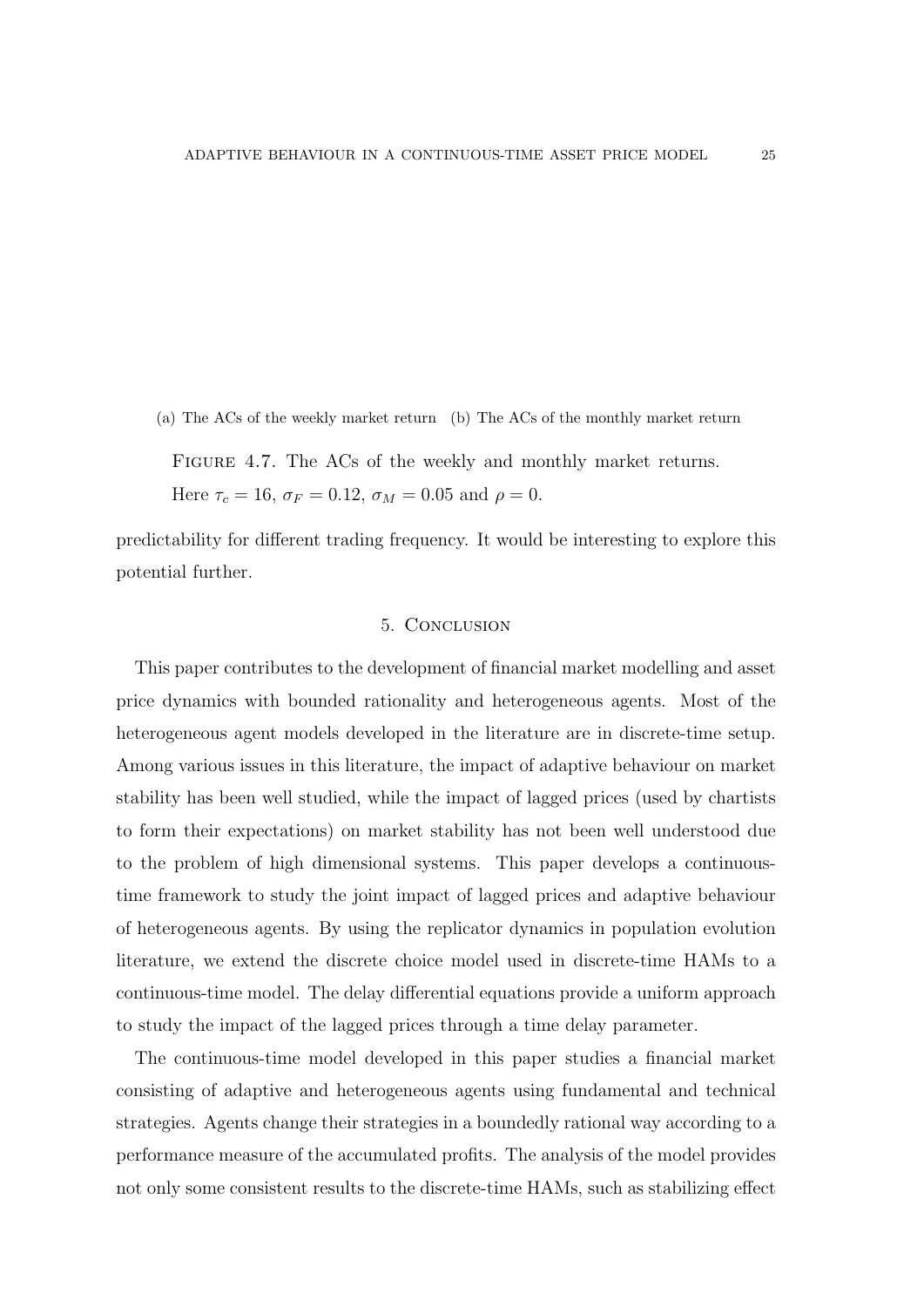(a) The ACs of the weekly market return (b) The ACs of the monthly market return

Figure 4.7. The ACs of the weekly and monthly market returns. Here $\tau_c = 16$, $\sigma_F = 0.12$, $\sigma_M = 0.05$ and $\rho = 0$.

predictability for different trading frequency. It would be interesting to explore this potential further.

## 5. Conclusion

This paper contributes to the development of financial market modelling and asset price dynamics with bounded rationality and heterogeneous agents. Most of the heterogeneous agent models developed in the literature are in discrete-time setup. Among various issues in this literature, the impact of adaptive behaviour on market stability has been well studied, while the impact of lagged prices (used by chartists to form their expectations) on market stability has not been well understood due to the problem of high dimensional systems. This paper develops a continuous-time framework to study the joint impact of lagged prices and adaptive behaviour of heterogeneous agents. By using the replicator dynamics in population evolution literature, we extend the discrete choice model used in discrete-time HAMs to a continuous-time model. The delay differential equations provide a uniform approach to study the impact of the lagged prices through a time delay parameter.

The continuous-time model developed in this paper studies a financial market consisting of adaptive and heterogeneous agents using fundamental and technical strategies. Agents change their strategies in a boundedly rational way according to a performance measure of the accumulated profits. The analysis of the model provides not only some consistent results to the discrete-time HAMs, such as stabilizing effect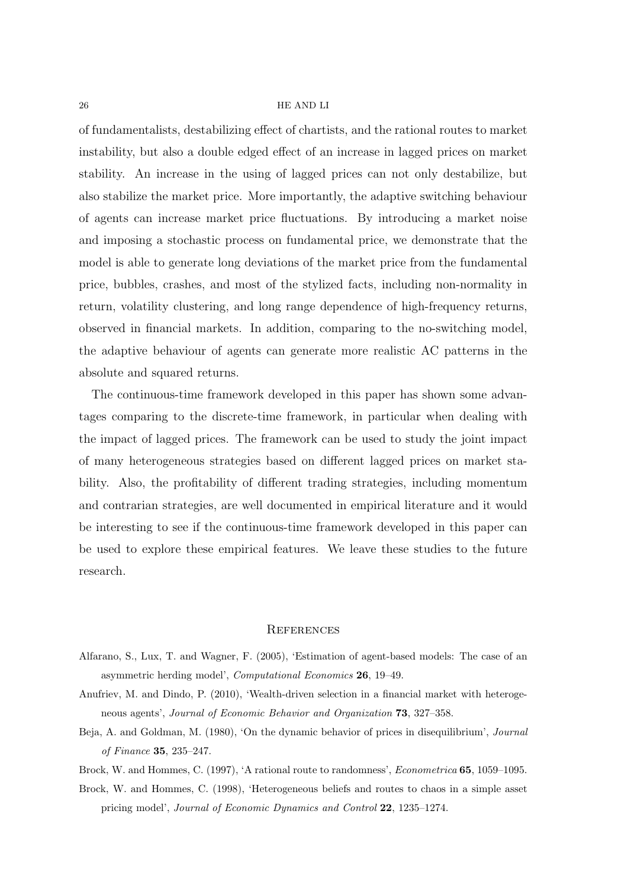of fundamentalists, destabilizing effect of chartists, and the rational routes to market instability, but also a double edged effect of an increase in lagged prices on market stability. An increase in the using of lagged prices can not only destabilize, but also stabilize the market price. More importantly, the adaptive switching behaviour of agents can increase market price fluctuations. By introducing a market noise and imposing a stochastic process on fundamental price, we demonstrate that the model is able to generate long deviations of the market price from the fundamental price, bubbles, crashes, and most of the stylized facts, including non-normality in return, volatility clustering, and long range dependence of high-frequency returns, observed in financial markets. In addition, comparing to the no-switching model, the adaptive behaviour of agents can generate more realistic AC patterns in the absolute and squared returns.

The continuous-time framework developed in this paper has shown some advantages comparing to the discrete-time framework, in particular when dealing with the impact of lagged prices. The framework can be used to study the joint impact of many heterogeneous strategies based on different lagged prices on market stability. Also, the profitability of different trading strategies, including momentum and contrarian strategies, are well documented in empirical literature and it would be interesting to see if the continuous-time framework developed in this paper can be used to explore these empirical features. We leave these studies to the future research.

## References

Alfarano, S., Lux, T. and Wagner, F. (2005), 'Estimation of agent-based models: The case of an asymmetric herding model', *Computational Economics* **26**, 19–49.

Anufriev, M. and Dindo, P. (2010), 'Wealth-driven selection in a financial market with heterogeneous agents', *Journal of Economic Behavior and Organization* **73**, 327–358.

Beja, A. and Goldman, M. (1980), 'On the dynamic behavior of prices in disequilibrium', *Journal of Finance* **35**, 235–247.

Brock, W. and Hommes, C. (1997), 'A rational route to randomness', *Econometrica* **65**, 1059–1095.

Brock, W. and Hommes, C. (1998), 'Heterogeneous beliefs and routes to chaos in a simple asset pricing model', *Journal of Economic Dynamics and Control* **22**, 1235–1274.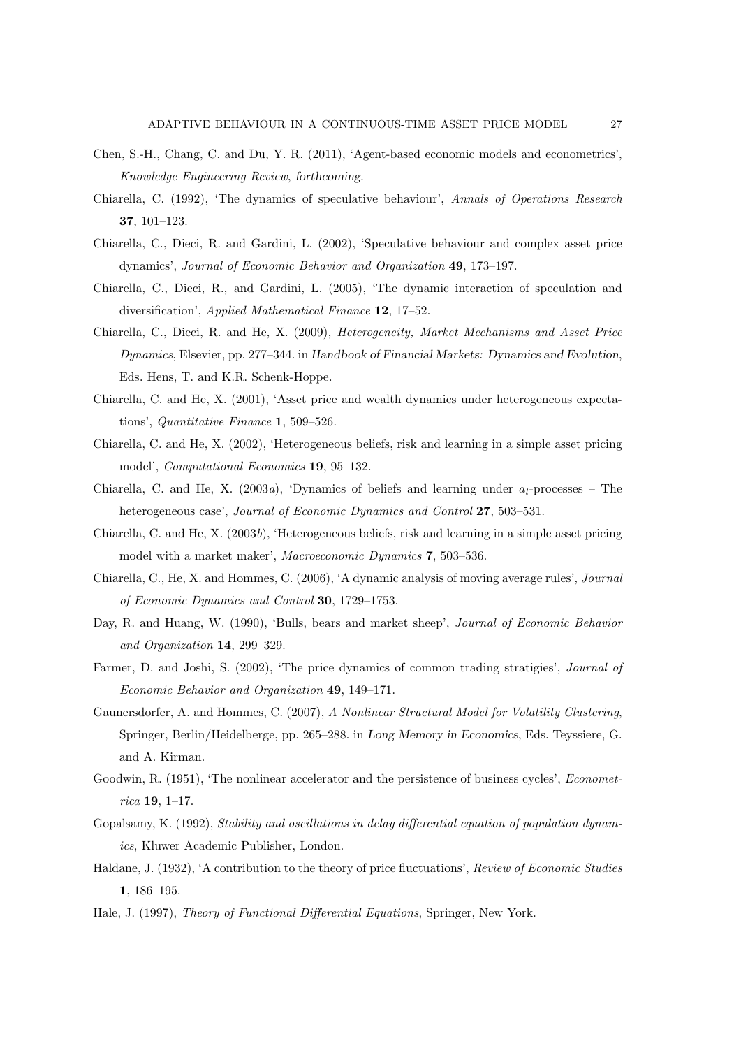Chen, S.-H., Chang, C. and Du, Y. R. (2011), 'Agent-based economic models and econometrics', *Knowledge Engineering Review*, forthcoming.

Chiarella, C. (1992), 'The dynamics of speculative behaviour', *Annals of Operations Research* **37**, 101–123.

Chiarella, C., Dieci, R. and Gardini, L. (2002), 'Speculative behaviour and complex asset price dynamics', *Journal of Economic Behavior and Organization* **49**, 173–197.

Chiarella, C., Dieci, R., and Gardini, L. (2005), 'The dynamic interaction of speculation and diversification', *Applied Mathematical Finance* **12**, 17–52.

Chiarella, C., Dieci, R. and He, X. (2009), *Heterogeneity, Market Mechanisms and Asset Price Dynamics*, Elsevier, pp. 277–344. in *Handbook of Financial Markets: Dynamics and Evolution*, Eds. Hens, T. and K.R. Schenk-Hoppe.

Chiarella, C. and He, X. (2001), 'Asset price and wealth dynamics under heterogeneous expectations', *Quantitative Finance* **1**, 509–526.

Chiarella, C. and He, X. (2002), 'Heterogeneous beliefs, risk and learning in a simple asset pricing model', *Computational Economics* **19**, 95–132.

Chiarella, C. and He, X. (2003*a*), 'Dynamics of beliefs and learning under $a_l$-processes – The heterogeneous case', *Journal of Economic Dynamics and Control* **27**, 503–531.

Chiarella, C. and He, X. (2003*b*), 'Heterogeneous beliefs, risk and learning in a simple asset pricing model with a market maker', *Macroeconomic Dynamics* **7**, 503–536.

Chiarella, C., He, X. and Hommes, C. (2006), 'A dynamic analysis of moving average rules', *Journal of Economic Dynamics and Control* **30**, 1729–1753.

Day, R. and Huang, W. (1990), 'Bulls, bears and market sheep', *Journal of Economic Behavior and Organization* **14**, 299–329.

Farmer, D. and Joshi, S. (2002), 'The price dynamics of common trading stratigies', *Journal of Economic Behavior and Organization* **49**, 149–171.

Gaunersdorfer, A. and Hommes, C. (2007), *A Nonlinear Structural Model for Volatility Clustering*, Springer, Berlin/Heidelberge, pp. 265–288. in *Long Memory in Economics*, Eds. Teyssiere, G. and A. Kirman.

Goodwin, R. (1951), 'The nonlinear accelerator and the persistence of business cycles', *Econometrica* **19**, 1–17.

Gopalsamy, K. (1992), *Stability and oscillations in delay differential equation of population dynamics*, Kluwer Academic Publisher, London.

Haldane, J. (1932), 'A contribution to the theory of price fluctuations', *Review of Economic Studies* **1**, 186–195.

Hale, J. (1997), *Theory of Functional Differential Equations*, Springer, New York.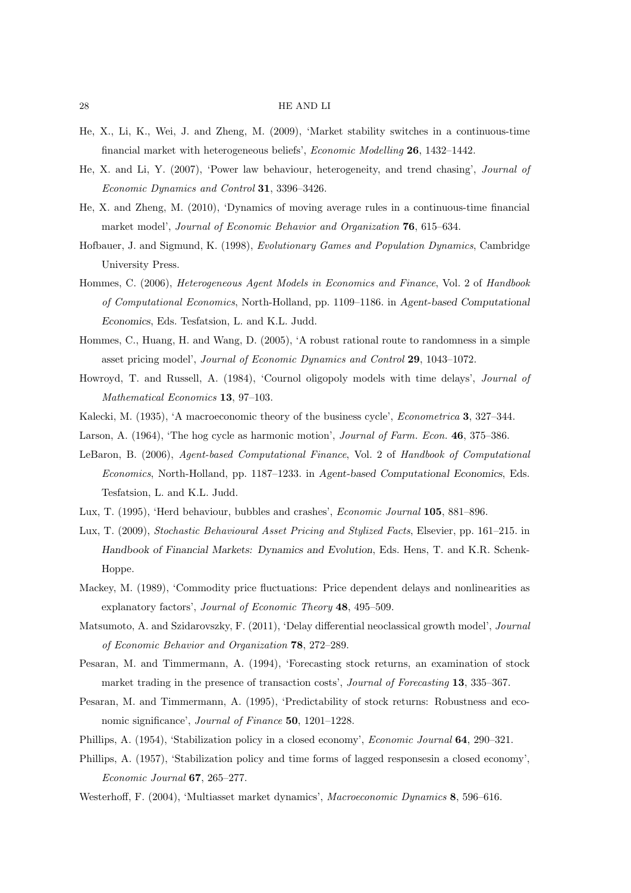He, X., Li, K., Wei, J. and Zheng, M. (2009), 'Market stability switches in a continuous-time financial market with heterogeneous beliefs', *Economic Modelling* **26**, 1432–1442.

He, X. and Li, Y. (2007), 'Power law behaviour, heterogeneity, and trend chasing', *Journal of Economic Dynamics and Control* **31**, 3396–3426.

He, X. and Zheng, M. (2010), 'Dynamics of moving average rules in a continuous-time financial market model', *Journal of Economic Behavior and Organization* **76**, 615–634.

Hofbauer, J. and Sigmund, K. (1998), *Evolutionary Games and Population Dynamics*, Cambridge University Press.

Hommes, C. (2006), *Heterogeneous Agent Models in Economics and Finance*, Vol. 2 of *Handbook of Computational Economics*, North-Holland, pp. 1109–1186. in *Agent-based Computational Economics*, Eds. Tesfatsion, L. and K.L. Judd.

Hommes, C., Huang, H. and Wang, D. (2005), 'A robust rational route to randomness in a simple asset pricing model', *Journal of Economic Dynamics and Control* **29**, 1043–1072.

Howroyd, T. and Russell, A. (1984), 'Cournol oligopoly models with time delays', *Journal of Mathematical Economics* **13**, 97–103.

Kalecki, M. (1935), 'A macroeconomic theory of the business cycle', *Econometrica* **3**, 327–344.

Larson, A. (1964), 'The hog cycle as harmonic motion', *Journal of Farm. Econ.* **46**, 375–386.

LeBaron, B. (2006), *Agent-based Computational Finance*, Vol. 2 of *Handbook of Computational Economics*, North-Holland, pp. 1187–1233. in *Agent-based Computational Economics*, Eds. Tesfatsion, L. and K.L. Judd.

Lux, T. (1995), 'Herd behaviour, bubbles and crashes', *Economic Journal* **105**, 881–896.

Lux, T. (2009), *Stochastic Behavioural Asset Pricing and Stylized Facts*, Elsevier, pp. 161–215. in *Handbook of Financial Markets: Dynamics and Evolution*, Eds. Hens, T. and K.R. Schenk-Hoppe.

Mackey, M. (1989), 'Commodity price fluctuations: Price dependent delays and nonlinearities as explanatory factors', *Journal of Economic Theory* **48**, 495–509.

Matsumoto, A. and Szidarovszky, F. (2011), 'Delay differential neoclassical growth model', *Journal of Economic Behavior and Organization* **78**, 272–289.

Pesaran, M. and Timmermann, A. (1994), 'Forecasting stock returns, an examination of stock market trading in the presence of transaction costs', *Journal of Forecasting* **13**, 335–367.

Pesaran, M. and Timmermann, A. (1995), 'Predictability of stock returns: Robustness and economic significance', *Journal of Finance* **50**, 1201–1228.

Phillips, A. (1954), 'Stabilization policy in a closed economy', *Economic Journal* **64**, 290–321.

Phillips, A. (1957), 'Stabilization policy and time forms of lagged responsesin a closed economy', *Economic Journal* **67**, 265–277.

Westerhoff, F. (2004), 'Multiasset market dynamics', *Macroeconomic Dynamics* **8**, 596–616.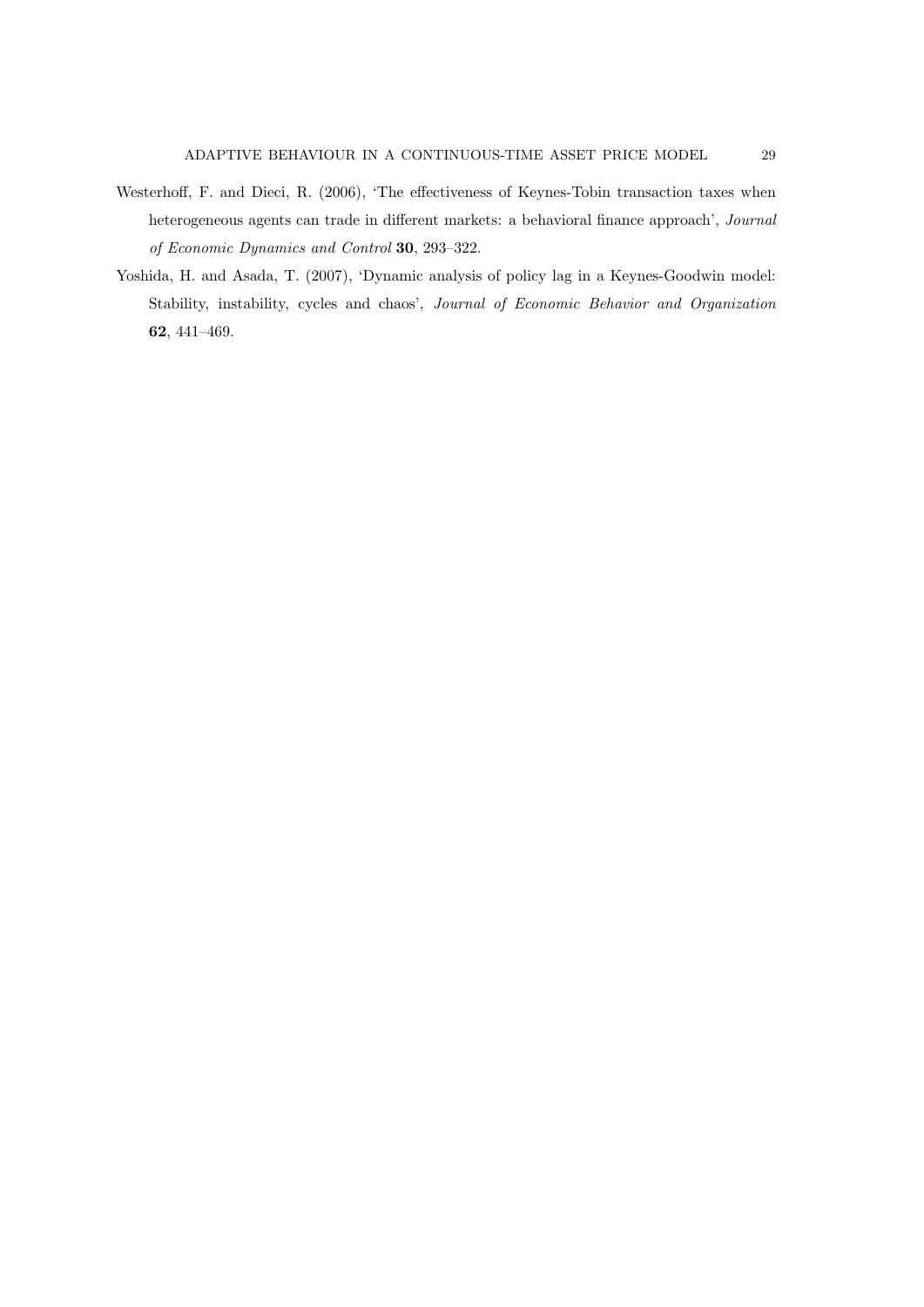Westerhoff, F. and Dieci, R. (2006), 'The effectiveness of Keynes-Tobin transaction taxes when heterogeneous agents can trade in different markets: a behavioral finance approach', *Journal of Economic Dynamics and Control* **30**, 293–322.

Yoshida, H. and Asada, T. (2007), 'Dynamic analysis of policy lag in a Keynes-Goodwin model: Stability, instability, cycles and chaos', *Journal of Economic Behavior and Organization* **62**, 441–469.